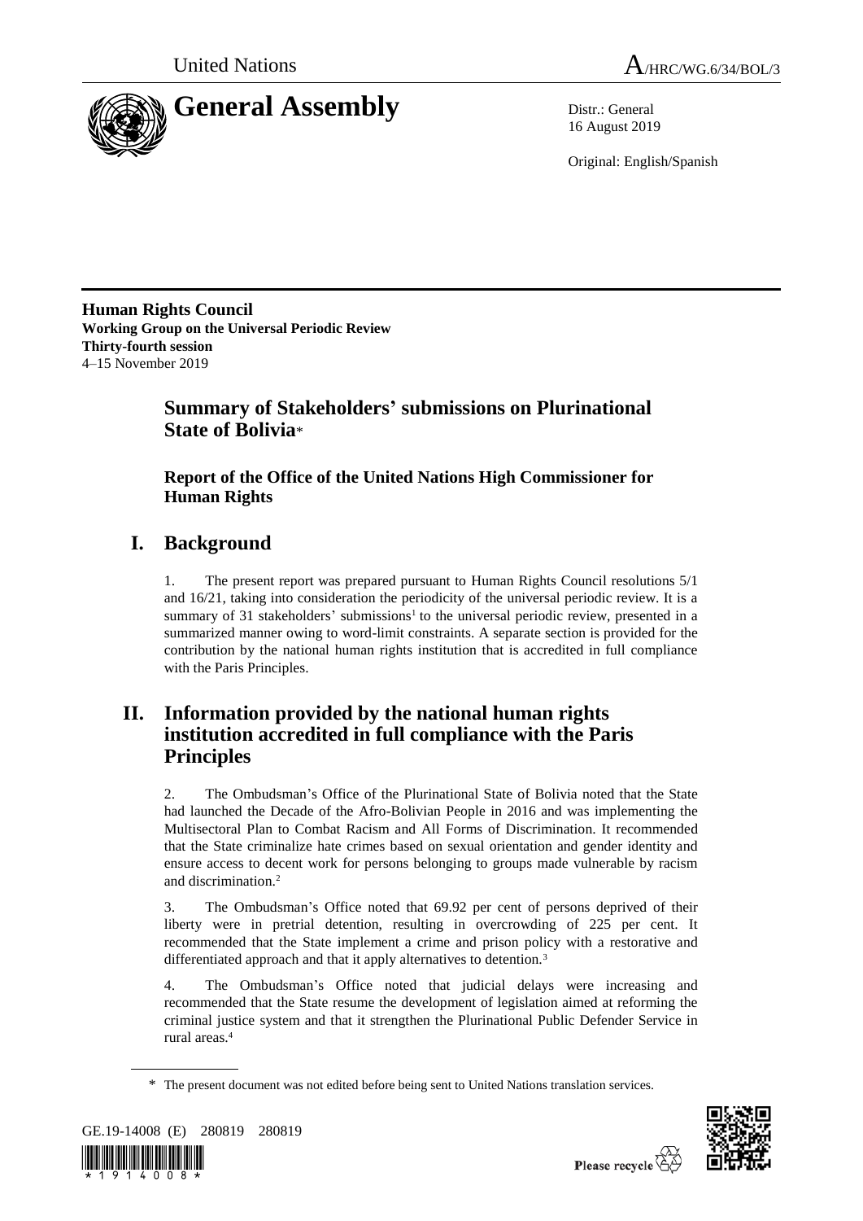United Nations A/HRC/WG.6/34/BOL/3

# General Assembly

Distr.: General
16 August 2019

Original: English/Spanish

**Human Rights Council**
**Working Group on the Universal Periodic Review**
**Thirty-fourth session**
4–15 November 2019

## Summary of Stakeholders' submissions on Plurinational State of Bolivia*

### Report of the Office of the United Nations High Commissioner for Human Rights

## I. Background

1. The present report was prepared pursuant to Human Rights Council resolutions 5/1 and 16/21, taking into consideration the periodicity of the universal periodic review. It is a summary of 31 stakeholders' submissions[1] to the universal periodic review, presented in a summarized manner owing to word-limit constraints. A separate section is provided for the contribution by the national human rights institution that is accredited in full compliance with the Paris Principles.

## II. Information provided by the national human rights institution accredited in full compliance with the Paris Principles

2. The Ombudsman's Office of the Plurinational State of Bolivia noted that the State had launched the Decade of the Afro-Bolivian People in 2016 and was implementing the Multisectoral Plan to Combat Racism and All Forms of Discrimination. It recommended that the State criminalize hate crimes based on sexual orientation and gender identity and ensure access to decent work for persons belonging to groups made vulnerable by racism and discrimination.[2]

3. The Ombudsman's Office noted that 69.92 per cent of persons deprived of their liberty were in pretrial detention, resulting in overcrowding of 225 per cent. It recommended that the State implement a crime and prison policy with a restorative and differentiated approach and that it apply alternatives to detention.[3]

4. The Ombudsman's Office noted that judicial delays were increasing and recommended that the State resume the development of legislation aimed at reforming the criminal justice system and that it strengthen the Plurinational Public Defender Service in rural areas.[4]

\* The present document was not edited before being sent to United Nations translation services.

GE.19-14008 (E) 280819 280819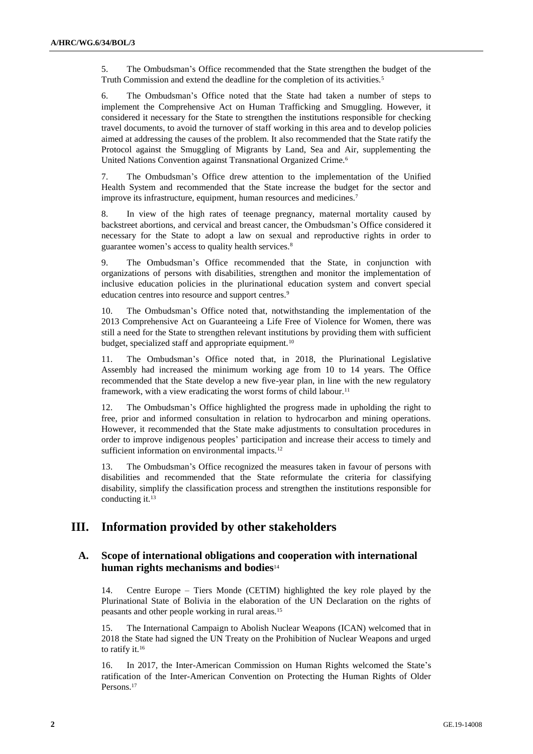5. The Ombudsman's Office recommended that the State strengthen the budget of the Truth Commission and extend the deadline for the completion of its activities.[5]

6. The Ombudsman's Office noted that the State had taken a number of steps to implement the Comprehensive Act on Human Trafficking and Smuggling. However, it considered it necessary for the State to strengthen the institutions responsible for checking travel documents, to avoid the turnover of staff working in this area and to develop policies aimed at addressing the causes of the problem. It also recommended that the State ratify the Protocol against the Smuggling of Migrants by Land, Sea and Air, supplementing the United Nations Convention against Transnational Organized Crime.[6]

7. The Ombudsman's Office drew attention to the implementation of the Unified Health System and recommended that the State increase the budget for the sector and improve its infrastructure, equipment, human resources and medicines.[7]

8. In view of the high rates of teenage pregnancy, maternal mortality caused by backstreet abortions, and cervical and breast cancer, the Ombudsman's Office considered it necessary for the State to adopt a law on sexual and reproductive rights in order to guarantee women's access to quality health services.[8]

9. The Ombudsman's Office recommended that the State, in conjunction with organizations of persons with disabilities, strengthen and monitor the implementation of inclusive education policies in the plurinational education system and convert special education centres into resource and support centres.[9]

10. The Ombudsman's Office noted that, notwithstanding the implementation of the 2013 Comprehensive Act on Guaranteeing a Life Free of Violence for Women, there was still a need for the State to strengthen relevant institutions by providing them with sufficient budget, specialized staff and appropriate equipment.[10]

11. The Ombudsman's Office noted that, in 2018, the Plurinational Legislative Assembly had increased the minimum working age from 10 to 14 years. The Office recommended that the State develop a new five-year plan, in line with the new regulatory framework, with a view eradicating the worst forms of child labour.[11]

12. The Ombudsman's Office highlighted the progress made in upholding the right to free, prior and informed consultation in relation to hydrocarbon and mining operations. However, it recommended that the State make adjustments to consultation procedures in order to improve indigenous peoples' participation and increase their access to timely and sufficient information on environmental impacts.[12]

13. The Ombudsman's Office recognized the measures taken in favour of persons with disabilities and recommended that the State reformulate the criteria for classifying disability, simplify the classification process and strengthen the institutions responsible for conducting it.[13]

## III. Information provided by other stakeholders

### A. Scope of international obligations and cooperation with international human rights mechanisms and bodies[14]

14. Centre Europe – Tiers Monde (CETIM) highlighted the key role played by the Plurinational State of Bolivia in the elaboration of the UN Declaration on the rights of peasants and other people working in rural areas.[15]

15. The International Campaign to Abolish Nuclear Weapons (ICAN) welcomed that in 2018 the State had signed the UN Treaty on the Prohibition of Nuclear Weapons and urged to ratify it.[16]

16. In 2017, the Inter-American Commission on Human Rights welcomed the State's ratification of the Inter-American Convention on Protecting the Human Rights of Older Persons.[17]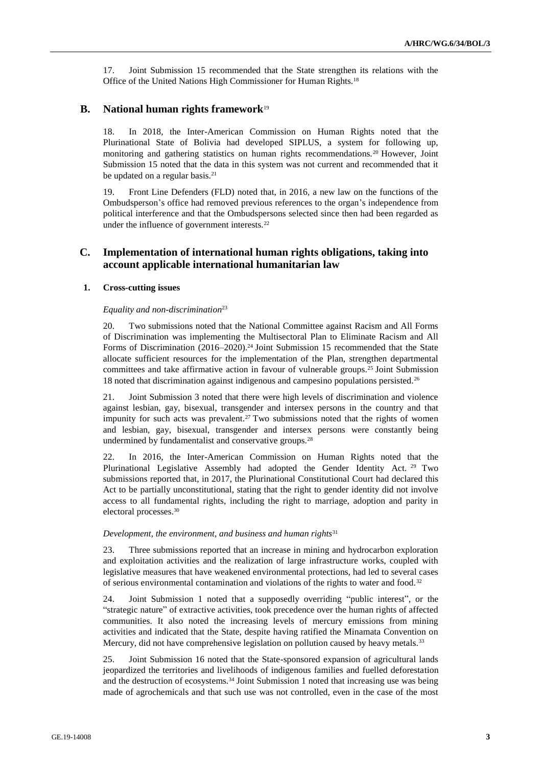17. Joint Submission 15 recommended that the State strengthen its relations with the Office of the United Nations High Commissioner for Human Rights.[18]

## B. National human rights framework[19]

18. In 2018, the Inter-American Commission on Human Rights noted that the Plurinational State of Bolivia had developed SIPLUS, a system for following up, monitoring and gathering statistics on human rights recommendations.[20] However, Joint Submission 15 noted that the data in this system was not current and recommended that it be updated on a regular basis.[21]

19. Front Line Defenders (FLD) noted that, in 2016, a new law on the functions of the Ombudsperson's office had removed previous references to the organ's independence from political interference and that the Ombudspersons selected since then had been regarded as under the influence of government interests.[22]

## C. Implementation of international human rights obligations, taking into account applicable international humanitarian law

### 1. Cross-cutting issues

*Equality and non-discrimination*[23]

20. Two submissions noted that the National Committee against Racism and All Forms of Discrimination was implementing the Multisectoral Plan to Eliminate Racism and All Forms of Discrimination (2016–2020).[24] Joint Submission 15 recommended that the State allocate sufficient resources for the implementation of the Plan, strengthen departmental committees and take affirmative action in favour of vulnerable groups.[25] Joint Submission 18 noted that discrimination against indigenous and campesino populations persisted.[26]

21. Joint Submission 3 noted that there were high levels of discrimination and violence against lesbian, gay, bisexual, transgender and intersex persons in the country and that impunity for such acts was prevalent.[27] Two submissions noted that the rights of women and lesbian, gay, bisexual, transgender and intersex persons were constantly being undermined by fundamentalist and conservative groups.[28]

22. In 2016, the Inter-American Commission on Human Rights noted that the Plurinational Legislative Assembly had adopted the Gender Identity Act.[29] Two submissions reported that, in 2017, the Plurinational Constitutional Court had declared this Act to be partially unconstitutional, stating that the right to gender identity did not involve access to all fundamental rights, including the right to marriage, adoption and parity in electoral processes.[30]

*Development, the environment, and business and human rights*[31]

23. Three submissions reported that an increase in mining and hydrocarbon exploration and exploitation activities and the realization of large infrastructure works, coupled with legislative measures that have weakened environmental protections, had led to several cases of serious environmental contamination and violations of the rights to water and food.[32]

24. Joint Submission 1 noted that a supposedly overriding "public interest", or the "strategic nature" of extractive activities, took precedence over the human rights of affected communities. It also noted the increasing levels of mercury emissions from mining activities and indicated that the State, despite having ratified the Minamata Convention on Mercury, did not have comprehensive legislation on pollution caused by heavy metals.[33]

25. Joint Submission 16 noted that the State-sponsored expansion of agricultural lands jeopardized the territories and livelihoods of indigenous families and fuelled deforestation and the destruction of ecosystems.[34] Joint Submission 1 noted that increasing use was being made of agrochemicals and that such use was not controlled, even in the case of the most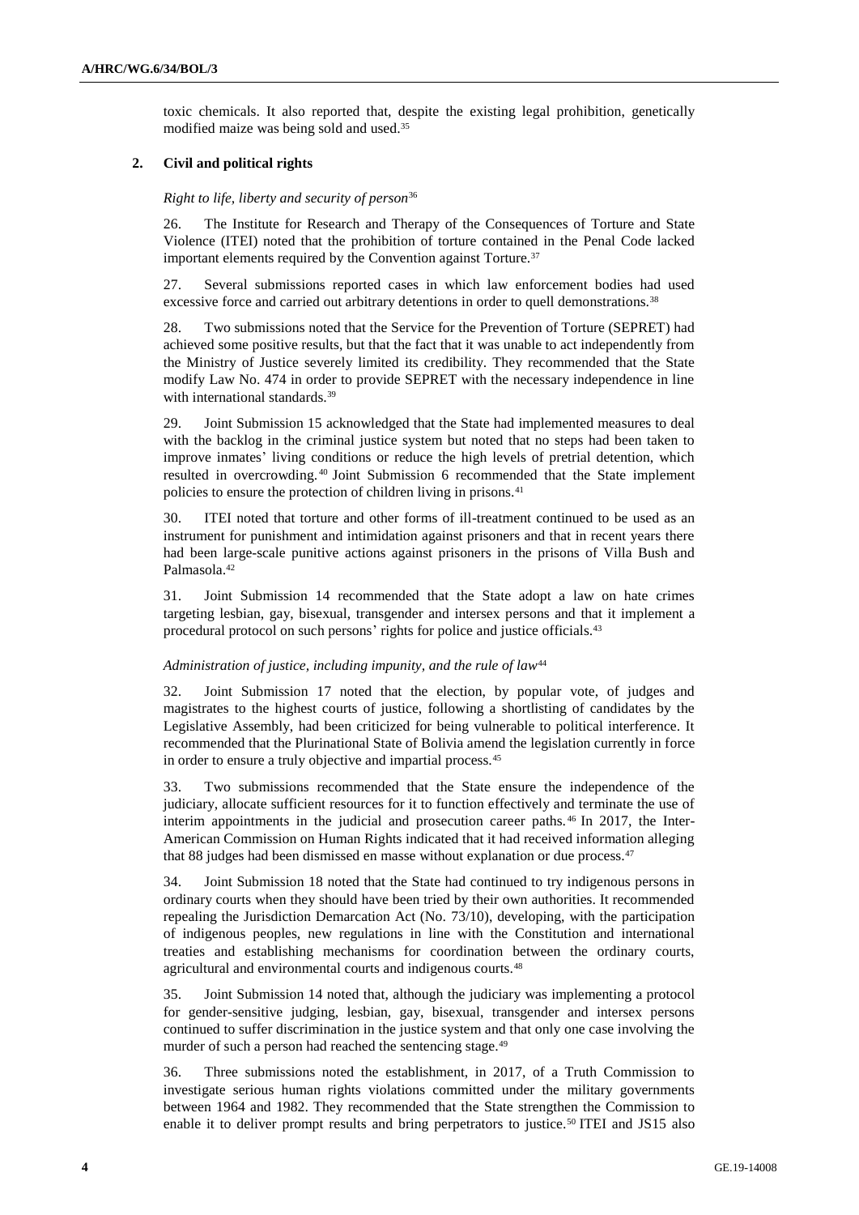toxic chemicals. It also reported that, despite the existing legal prohibition, genetically modified maize was being sold and used.[35]

### 2. Civil and political rights

*Right to life, liberty and security of person*[36]

26. The Institute for Research and Therapy of the Consequences of Torture and State Violence (ITEI) noted that the prohibition of torture contained in the Penal Code lacked important elements required by the Convention against Torture.[37]

27. Several submissions reported cases in which law enforcement bodies had used excessive force and carried out arbitrary detentions in order to quell demonstrations.[38]

28. Two submissions noted that the Service for the Prevention of Torture (SEPRET) had achieved some positive results, but that the fact that it was unable to act independently from the Ministry of Justice severely limited its credibility. They recommended that the State modify Law No. 474 in order to provide SEPRET with the necessary independence in line with international standards.[39]

29. Joint Submission 15 acknowledged that the State had implemented measures to deal with the backlog in the criminal justice system but noted that no steps had been taken to improve inmates' living conditions or reduce the high levels of pretrial detention, which resulted in overcrowding.[40] Joint Submission 6 recommended that the State implement policies to ensure the protection of children living in prisons.[41]

30. ITEI noted that torture and other forms of ill-treatment continued to be used as an instrument for punishment and intimidation against prisoners and that in recent years there had been large-scale punitive actions against prisoners in the prisons of Villa Bush and Palmasola.[42]

31. Joint Submission 14 recommended that the State adopt a law on hate crimes targeting lesbian, gay, bisexual, transgender and intersex persons and that it implement a procedural protocol on such persons' rights for police and justice officials.[43]

*Administration of justice, including impunity, and the rule of law*[44]

32. Joint Submission 17 noted that the election, by popular vote, of judges and magistrates to the highest courts of justice, following a shortlisting of candidates by the Legislative Assembly, had been criticized for being vulnerable to political interference. It recommended that the Plurinational State of Bolivia amend the legislation currently in force in order to ensure a truly objective and impartial process.[45]

33. Two submissions recommended that the State ensure the independence of the judiciary, allocate sufficient resources for it to function effectively and terminate the use of interim appointments in the judicial and prosecution career paths.[46] In 2017, the Inter-American Commission on Human Rights indicated that it had received information alleging that 88 judges had been dismissed en masse without explanation or due process.[47]

34. Joint Submission 18 noted that the State had continued to try indigenous persons in ordinary courts when they should have been tried by their own authorities. It recommended repealing the Jurisdiction Demarcation Act (No. 73/10), developing, with the participation of indigenous peoples, new regulations in line with the Constitution and international treaties and establishing mechanisms for coordination between the ordinary courts, agricultural and environmental courts and indigenous courts.[48]

35. Joint Submission 14 noted that, although the judiciary was implementing a protocol for gender-sensitive judging, lesbian, gay, bisexual, transgender and intersex persons continued to suffer discrimination in the justice system and that only one case involving the murder of such a person had reached the sentencing stage.[49]

36. Three submissions noted the establishment, in 2017, of a Truth Commission to investigate serious human rights violations committed under the military governments between 1964 and 1982. They recommended that the State strengthen the Commission to enable it to deliver prompt results and bring perpetrators to justice.[50] ITEI and JS15 also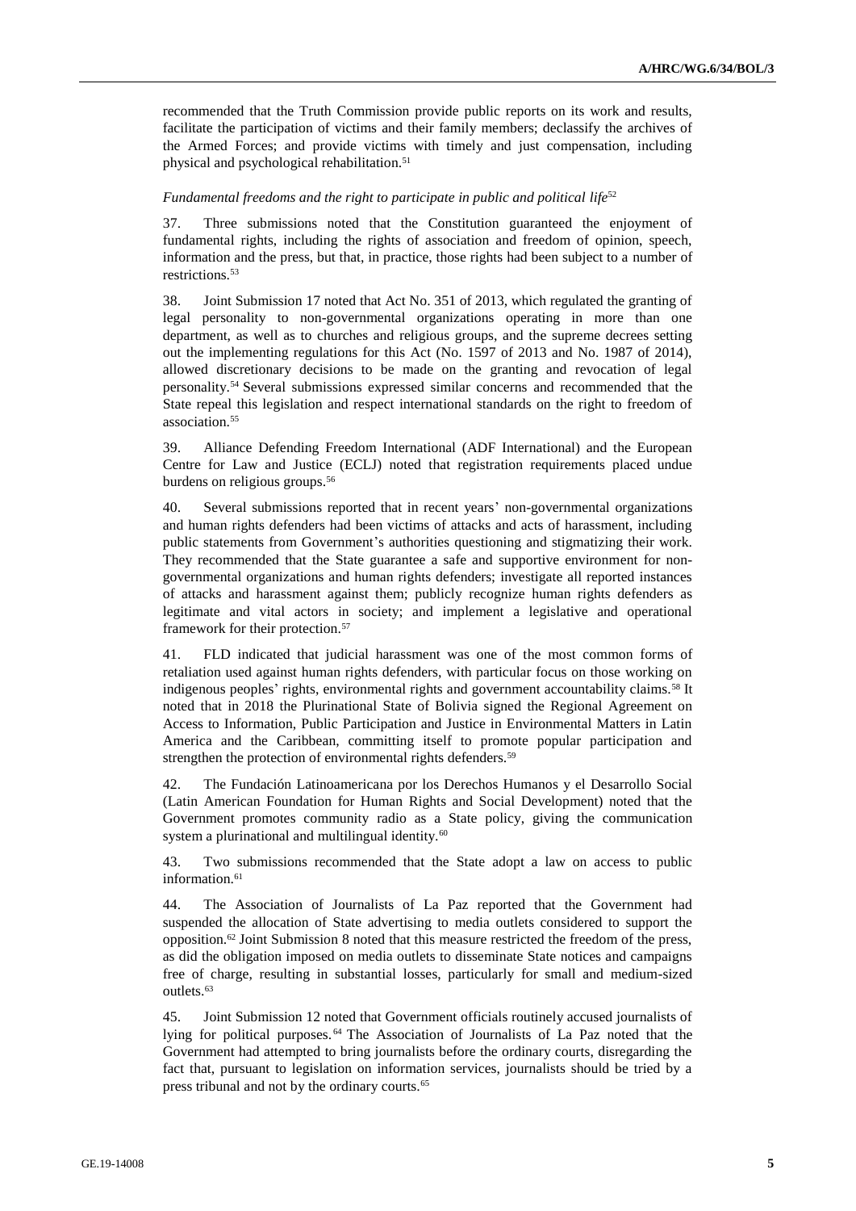recommended that the Truth Commission provide public reports on its work and results, facilitate the participation of victims and their family members; declassify the archives of the Armed Forces; and provide victims with timely and just compensation, including physical and psychological rehabilitation.[51]

*Fundamental freedoms and the right to participate in public and political life*[52]

37. Three submissions noted that the Constitution guaranteed the enjoyment of fundamental rights, including the rights of association and freedom of opinion, speech, information and the press, but that, in practice, those rights had been subject to a number of restrictions.[53]

38. Joint Submission 17 noted that Act No. 351 of 2013, which regulated the granting of legal personality to non-governmental organizations operating in more than one department, as well as to churches and religious groups, and the supreme decrees setting out the implementing regulations for this Act (No. 1597 of 2013 and No. 1987 of 2014), allowed discretionary decisions to be made on the granting and revocation of legal personality.[54] Several submissions expressed similar concerns and recommended that the State repeal this legislation and respect international standards on the right to freedom of association.[55]

39. Alliance Defending Freedom International (ADF International) and the European Centre for Law and Justice (ECLJ) noted that registration requirements placed undue burdens on religious groups.[56]

40. Several submissions reported that in recent years' non-governmental organizations and human rights defenders had been victims of attacks and acts of harassment, including public statements from Government's authorities questioning and stigmatizing their work. They recommended that the State guarantee a safe and supportive environment for non-governmental organizations and human rights defenders; investigate all reported instances of attacks and harassment against them; publicly recognize human rights defenders as legitimate and vital actors in society; and implement a legislative and operational framework for their protection.[57]

41. FLD indicated that judicial harassment was one of the most common forms of retaliation used against human rights defenders, with particular focus on those working on indigenous peoples' rights, environmental rights and government accountability claims.[58] It noted that in 2018 the Plurinational State of Bolivia signed the Regional Agreement on Access to Information, Public Participation and Justice in Environmental Matters in Latin America and the Caribbean, committing itself to promote popular participation and strengthen the protection of environmental rights defenders.[59]

42. The Fundación Latinoamericana por los Derechos Humanos y el Desarrollo Social (Latin American Foundation for Human Rights and Social Development) noted that the Government promotes community radio as a State policy, giving the communication system a plurinational and multilingual identity.[60]

43. Two submissions recommended that the State adopt a law on access to public information.[61]

44. The Association of Journalists of La Paz reported that the Government had suspended the allocation of State advertising to media outlets considered to support the opposition.[62] Joint Submission 8 noted that this measure restricted the freedom of the press, as did the obligation imposed on media outlets to disseminate State notices and campaigns free of charge, resulting in substantial losses, particularly for small and medium-sized outlets.[63]

45. Joint Submission 12 noted that Government officials routinely accused journalists of lying for political purposes.[64] The Association of Journalists of La Paz noted that the Government had attempted to bring journalists before the ordinary courts, disregarding the fact that, pursuant to legislation on information services, journalists should be tried by a press tribunal and not by the ordinary courts.[65]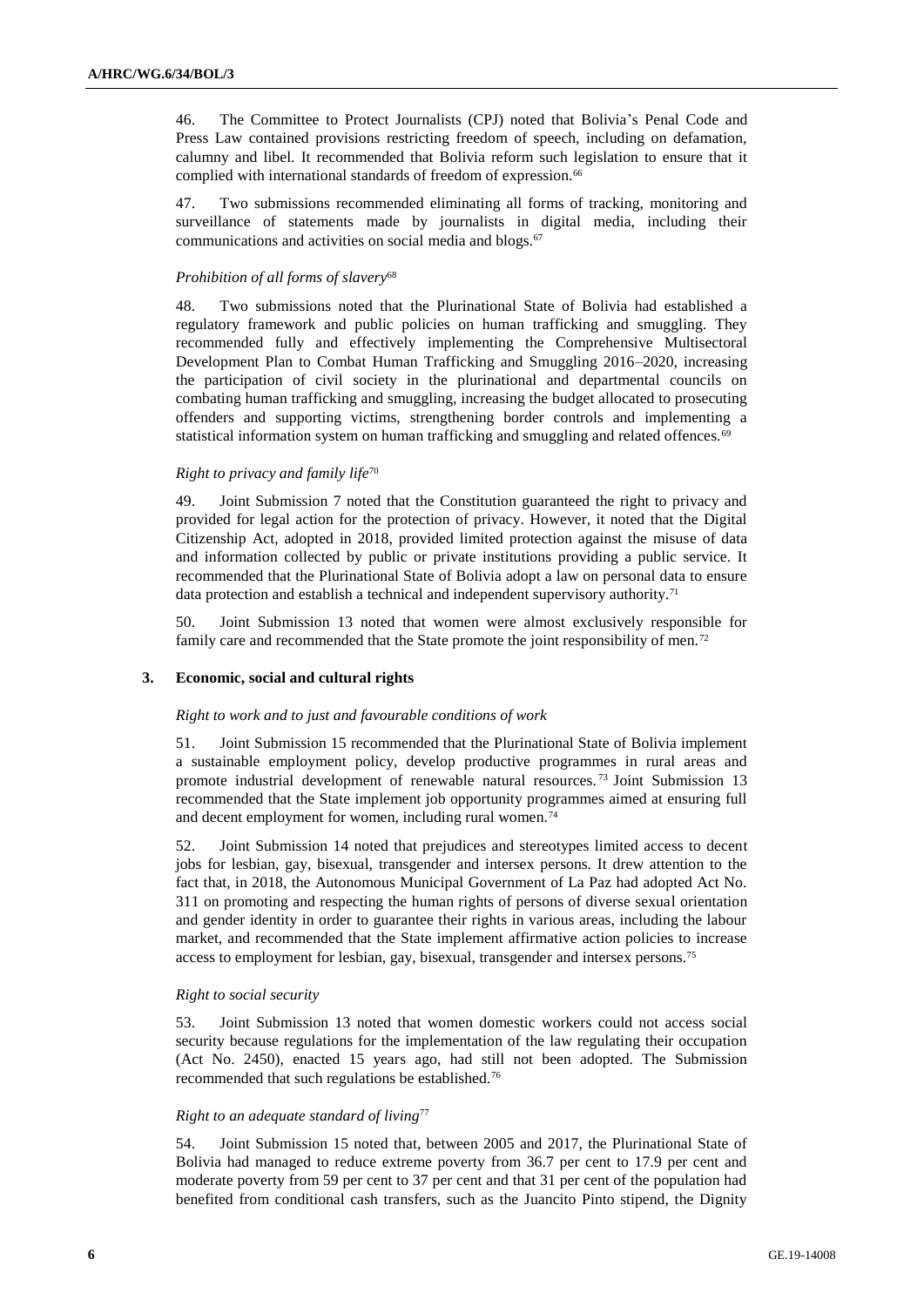46. The Committee to Protect Journalists (CPJ) noted that Bolivia's Penal Code and Press Law contained provisions restricting freedom of speech, including on defamation, calumny and libel. It recommended that Bolivia reform such legislation to ensure that it complied with international standards of freedom of expression.[66]

47. Two submissions recommended eliminating all forms of tracking, monitoring and surveillance of statements made by journalists in digital media, including their communications and activities on social media and blogs.[67]

*Prohibition of all forms of slavery*[68]

48. Two submissions noted that the Plurinational State of Bolivia had established a regulatory framework and public policies on human trafficking and smuggling. They recommended fully and effectively implementing the Comprehensive Multisectoral Development Plan to Combat Human Trafficking and Smuggling 2016–2020, increasing the participation of civil society in the plurinational and departmental councils on combating human trafficking and smuggling, increasing the budget allocated to prosecuting offenders and supporting victims, strengthening border controls and implementing a statistical information system on human trafficking and smuggling and related offences.[69]

*Right to privacy and family life*[70]

49. Joint Submission 7 noted that the Constitution guaranteed the right to privacy and provided for legal action for the protection of privacy. However, it noted that the Digital Citizenship Act, adopted in 2018, provided limited protection against the misuse of data and information collected by public or private institutions providing a public service. It recommended that the Plurinational State of Bolivia adopt a law on personal data to ensure data protection and establish a technical and independent supervisory authority.[71]

50. Joint Submission 13 noted that women were almost exclusively responsible for family care and recommended that the State promote the joint responsibility of men.[72]

### 3. Economic, social and cultural rights

*Right to work and to just and favourable conditions of work*

51. Joint Submission 15 recommended that the Plurinational State of Bolivia implement a sustainable employment policy, develop productive programmes in rural areas and promote industrial development of renewable natural resources.[73] Joint Submission 13 recommended that the State implement job opportunity programmes aimed at ensuring full and decent employment for women, including rural women.[74]

52. Joint Submission 14 noted that prejudices and stereotypes limited access to decent jobs for lesbian, gay, bisexual, transgender and intersex persons. It drew attention to the fact that, in 2018, the Autonomous Municipal Government of La Paz had adopted Act No. 311 on promoting and respecting the human rights of persons of diverse sexual orientation and gender identity in order to guarantee their rights in various areas, including the labour market, and recommended that the State implement affirmative action policies to increase access to employment for lesbian, gay, bisexual, transgender and intersex persons.[75]

*Right to social security*

53. Joint Submission 13 noted that women domestic workers could not access social security because regulations for the implementation of the law regulating their occupation (Act No. 2450), enacted 15 years ago, had still not been adopted. The Submission recommended that such regulations be established.[76]

*Right to an adequate standard of living*[77]

54. Joint Submission 15 noted that, between 2005 and 2017, the Plurinational State of Bolivia had managed to reduce extreme poverty from 36.7 per cent to 17.9 per cent and moderate poverty from 59 per cent to 37 per cent and that 31 per cent of the population had benefited from conditional cash transfers, such as the Juancito Pinto stipend, the Dignity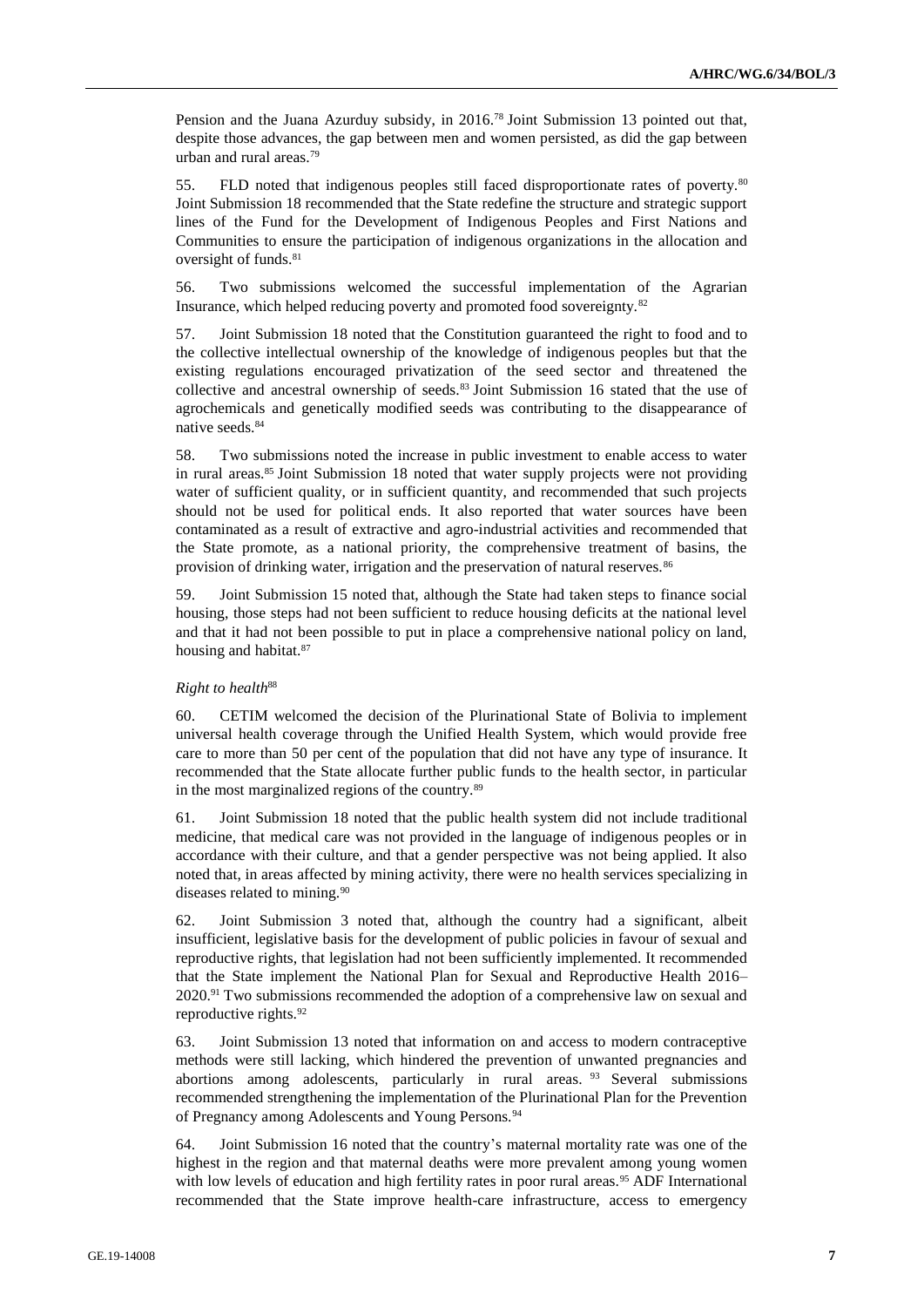Pension and the Juana Azurduy subsidy, in 2016.[78] Joint Submission 13 pointed out that, despite those advances, the gap between men and women persisted, as did the gap between urban and rural areas.[79]

55. FLD noted that indigenous peoples still faced disproportionate rates of poverty.[80] Joint Submission 18 recommended that the State redefine the structure and strategic support lines of the Fund for the Development of Indigenous Peoples and First Nations and Communities to ensure the participation of indigenous organizations in the allocation and oversight of funds.[81]

56. Two submissions welcomed the successful implementation of the Agrarian Insurance, which helped reducing poverty and promoted food sovereignty.[82]

57. Joint Submission 18 noted that the Constitution guaranteed the right to food and to the collective intellectual ownership of the knowledge of indigenous peoples but that the existing regulations encouraged privatization of the seed sector and threatened the collective and ancestral ownership of seeds.[83] Joint Submission 16 stated that the use of agrochemicals and genetically modified seeds was contributing to the disappearance of native seeds.[84]

58. Two submissions noted the increase in public investment to enable access to water in rural areas.[85] Joint Submission 18 noted that water supply projects were not providing water of sufficient quality, or in sufficient quantity, and recommended that such projects should not be used for political ends. It also reported that water sources have been contaminated as a result of extractive and agro-industrial activities and recommended that the State promote, as a national priority, the comprehensive treatment of basins, the provision of drinking water, irrigation and the preservation of natural reserves.[86]

59. Joint Submission 15 noted that, although the State had taken steps to finance social housing, those steps had not been sufficient to reduce housing deficits at the national level and that it had not been possible to put in place a comprehensive national policy on land, housing and habitat.[87]

*Right to health*[88]

60. CETIM welcomed the decision of the Plurinational State of Bolivia to implement universal health coverage through the Unified Health System, which would provide free care to more than 50 per cent of the population that did not have any type of insurance. It recommended that the State allocate further public funds to the health sector, in particular in the most marginalized regions of the country.[89]

61. Joint Submission 18 noted that the public health system did not include traditional medicine, that medical care was not provided in the language of indigenous peoples or in accordance with their culture, and that a gender perspective was not being applied. It also noted that, in areas affected by mining activity, there were no health services specializing in diseases related to mining.[90]

62. Joint Submission 3 noted that, although the country had a significant, albeit insufficient, legislative basis for the development of public policies in favour of sexual and reproductive rights, that legislation had not been sufficiently implemented. It recommended that the State implement the National Plan for Sexual and Reproductive Health 2016–2020.[91] Two submissions recommended the adoption of a comprehensive law on sexual and reproductive rights.[92]

63. Joint Submission 13 noted that information on and access to modern contraceptive methods were still lacking, which hindered the prevention of unwanted pregnancies and abortions among adolescents, particularly in rural areas.[93] Several submissions recommended strengthening the implementation of the Plurinational Plan for the Prevention of Pregnancy among Adolescents and Young Persons.[94]

64. Joint Submission 16 noted that the country's maternal mortality rate was one of the highest in the region and that maternal deaths were more prevalent among young women with low levels of education and high fertility rates in poor rural areas.[95] ADF International recommended that the State improve health-care infrastructure, access to emergency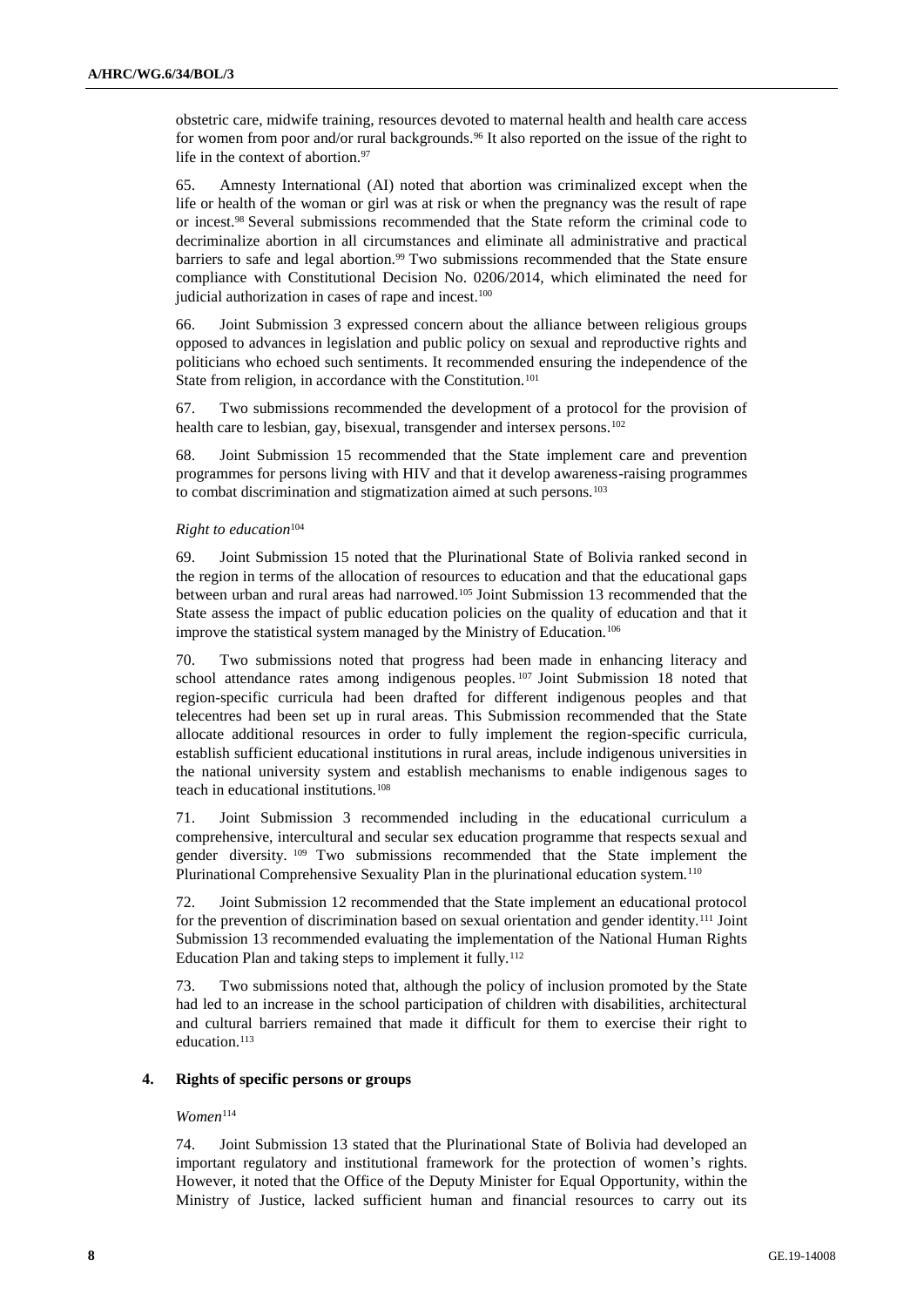obstetric care, midwife training, resources devoted to maternal health and health care access for women from poor and/or rural backgrounds.[96] It also reported on the issue of the right to life in the context of abortion.[97]

65. Amnesty International (AI) noted that abortion was criminalized except when the life or health of the woman or girl was at risk or when the pregnancy was the result of rape or incest.[98] Several submissions recommended that the State reform the criminal code to decriminalize abortion in all circumstances and eliminate all administrative and practical barriers to safe and legal abortion.[99] Two submissions recommended that the State ensure compliance with Constitutional Decision No. 0206/2014, which eliminated the need for judicial authorization in cases of rape and incest.[100]

66. Joint Submission 3 expressed concern about the alliance between religious groups opposed to advances in legislation and public policy on sexual and reproductive rights and politicians who echoed such sentiments. It recommended ensuring the independence of the State from religion, in accordance with the Constitution.[101]

67. Two submissions recommended the development of a protocol for the provision of health care to lesbian, gay, bisexual, transgender and intersex persons.[102]

68. Joint Submission 15 recommended that the State implement care and prevention programmes for persons living with HIV and that it develop awareness-raising programmes to combat discrimination and stigmatization aimed at such persons.[103]

*Right to education*[104]

69. Joint Submission 15 noted that the Plurinational State of Bolivia ranked second in the region in terms of the allocation of resources to education and that the educational gaps between urban and rural areas had narrowed.[105] Joint Submission 13 recommended that the State assess the impact of public education policies on the quality of education and that it improve the statistical system managed by the Ministry of Education.[106]

70. Two submissions noted that progress had been made in enhancing literacy and school attendance rates among indigenous peoples.[107] Joint Submission 18 noted that region-specific curricula had been drafted for different indigenous peoples and that telecentres had been set up in rural areas. This Submission recommended that the State allocate additional resources in order to fully implement the region-specific curricula, establish sufficient educational institutions in rural areas, include indigenous universities in the national university system and establish mechanisms to enable indigenous sages to teach in educational institutions.[108]

71. Joint Submission 3 recommended including in the educational curriculum a comprehensive, intercultural and secular sex education programme that respects sexual and gender diversity.[109] Two submissions recommended that the State implement the Plurinational Comprehensive Sexuality Plan in the plurinational education system.[110]

72. Joint Submission 12 recommended that the State implement an educational protocol for the prevention of discrimination based on sexual orientation and gender identity.[111] Joint Submission 13 recommended evaluating the implementation of the National Human Rights Education Plan and taking steps to implement it fully.[112]

73. Two submissions noted that, although the policy of inclusion promoted by the State had led to an increase in the school participation of children with disabilities, architectural and cultural barriers remained that made it difficult for them to exercise their right to education.[113]

### 4. Rights of specific persons or groups

*Women*[114]

74. Joint Submission 13 stated that the Plurinational State of Bolivia had developed an important regulatory and institutional framework for the protection of women's rights. However, it noted that the Office of the Deputy Minister for Equal Opportunity, within the Ministry of Justice, lacked sufficient human and financial resources to carry out its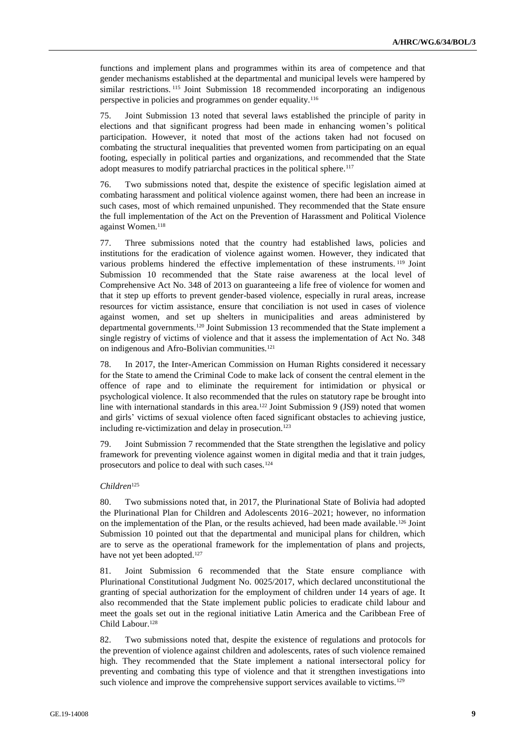functions and implement plans and programmes within its area of competence and that gender mechanisms established at the departmental and municipal levels were hampered by similar restrictions.[115] Joint Submission 18 recommended incorporating an indigenous perspective in policies and programmes on gender equality.[116]

75. Joint Submission 13 noted that several laws established the principle of parity in elections and that significant progress had been made in enhancing women's political participation. However, it noted that most of the actions taken had not focused on combating the structural inequalities that prevented women from participating on an equal footing, especially in political parties and organizations, and recommended that the State adopt measures to modify patriarchal practices in the political sphere.[117]

76. Two submissions noted that, despite the existence of specific legislation aimed at combating harassment and political violence against women, there had been an increase in such cases, most of which remained unpunished. They recommended that the State ensure the full implementation of the Act on the Prevention of Harassment and Political Violence against Women.[118]

77. Three submissions noted that the country had established laws, policies and institutions for the eradication of violence against women. However, they indicated that various problems hindered the effective implementation of these instruments.[119] Joint Submission 10 recommended that the State raise awareness at the local level of Comprehensive Act No. 348 of 2013 on guaranteeing a life free of violence for women and that it step up efforts to prevent gender-based violence, especially in rural areas, increase resources for victim assistance, ensure that conciliation is not used in cases of violence against women, and set up shelters in municipalities and areas administered by departmental governments.[120] Joint Submission 13 recommended that the State implement a single registry of victims of violence and that it assess the implementation of Act No. 348 on indigenous and Afro-Bolivian communities.[121]

78. In 2017, the Inter-American Commission on Human Rights considered it necessary for the State to amend the Criminal Code to make lack of consent the central element in the offence of rape and to eliminate the requirement for intimidation or physical or psychological violence. It also recommended that the rules on statutory rape be brought into line with international standards in this area.[122] Joint Submission 9 (JS9) noted that women and girls' victims of sexual violence often faced significant obstacles to achieving justice, including re-victimization and delay in prosecution.[123]

79. Joint Submission 7 recommended that the State strengthen the legislative and policy framework for preventing violence against women in digital media and that it train judges, prosecutors and police to deal with such cases.[124]

*Children*[125]

80. Two submissions noted that, in 2017, the Plurinational State of Bolivia had adopted the Plurinational Plan for Children and Adolescents 2016–2021; however, no information on the implementation of the Plan, or the results achieved, had been made available.[126] Joint Submission 10 pointed out that the departmental and municipal plans for children, which are to serve as the operational framework for the implementation of plans and projects, have not yet been adopted.[127]

81. Joint Submission 6 recommended that the State ensure compliance with Plurinational Constitutional Judgment No. 0025/2017, which declared unconstitutional the granting of special authorization for the employment of children under 14 years of age. It also recommended that the State implement public policies to eradicate child labour and meet the goals set out in the regional initiative Latin America and the Caribbean Free of Child Labour.[128]

82. Two submissions noted that, despite the existence of regulations and protocols for the prevention of violence against children and adolescents, rates of such violence remained high. They recommended that the State implement a national intersectoral policy for preventing and combating this type of violence and that it strengthen investigations into such violence and improve the comprehensive support services available to victims.[129]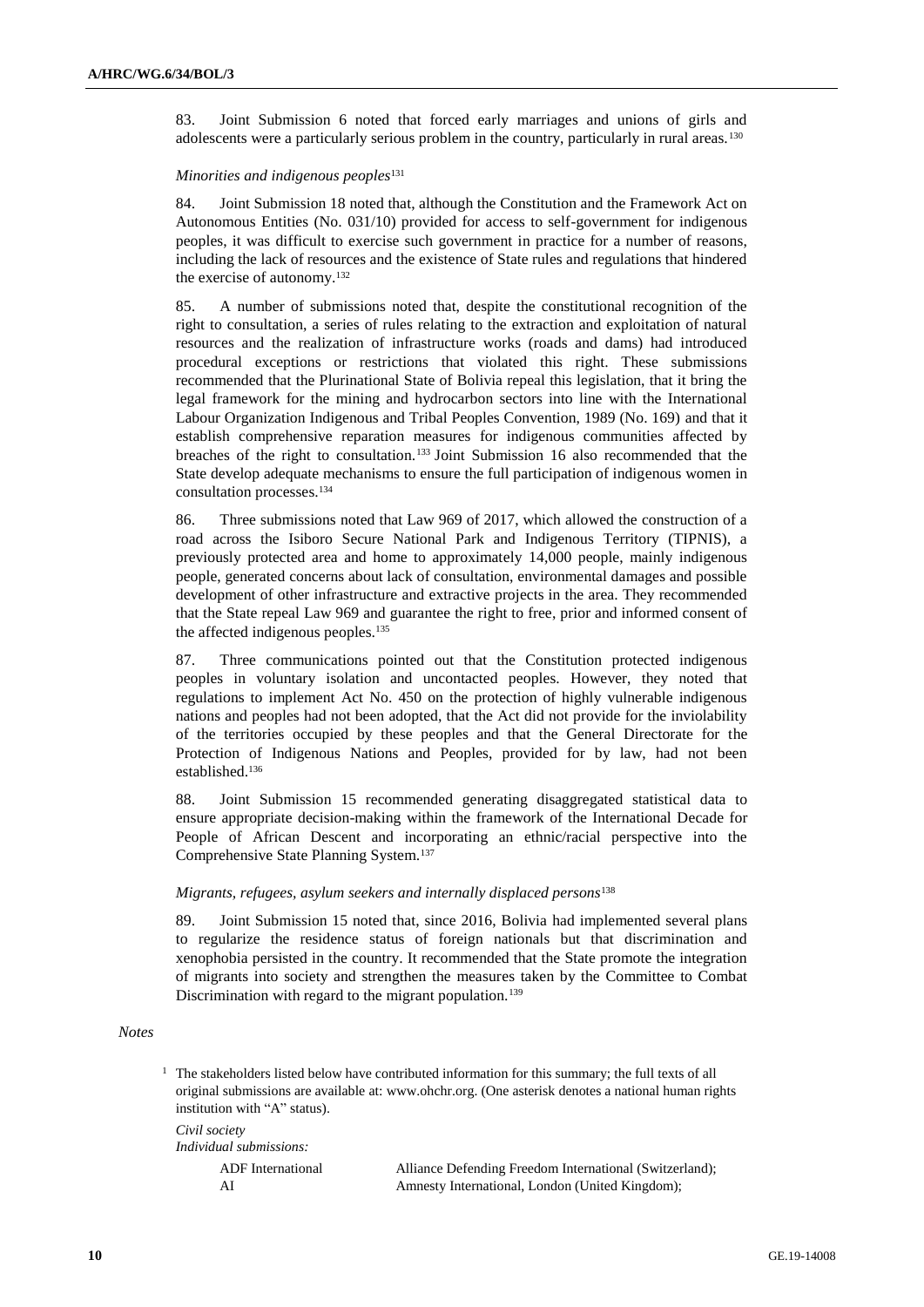83. Joint Submission 6 noted that forced early marriages and unions of girls and adolescents were a particularly serious problem in the country, particularly in rural areas.[130]

*Minorities and indigenous peoples*[131]

84. Joint Submission 18 noted that, although the Constitution and the Framework Act on Autonomous Entities (No. 031/10) provided for access to self-government for indigenous peoples, it was difficult to exercise such government in practice for a number of reasons, including the lack of resources and the existence of State rules and regulations that hindered the exercise of autonomy.[132]

85. A number of submissions noted that, despite the constitutional recognition of the right to consultation, a series of rules relating to the extraction and exploitation of natural resources and the realization of infrastructure works (roads and dams) had introduced procedural exceptions or restrictions that violated this right. These submissions recommended that the Plurinational State of Bolivia repeal this legislation, that it bring the legal framework for the mining and hydrocarbon sectors into line with the International Labour Organization Indigenous and Tribal Peoples Convention, 1989 (No. 169) and that it establish comprehensive reparation measures for indigenous communities affected by breaches of the right to consultation.[133] Joint Submission 16 also recommended that the State develop adequate mechanisms to ensure the full participation of indigenous women in consultation processes.[134]

86. Three submissions noted that Law 969 of 2017, which allowed the construction of a road across the Isiboro Secure National Park and Indigenous Territory (TIPNIS), a previously protected area and home to approximately 14,000 people, mainly indigenous people, generated concerns about lack of consultation, environmental damages and possible development of other infrastructure and extractive projects in the area. They recommended that the State repeal Law 969 and guarantee the right to free, prior and informed consent of the affected indigenous peoples.[135]

87. Three communications pointed out that the Constitution protected indigenous peoples in voluntary isolation and uncontacted peoples. However, they noted that regulations to implement Act No. 450 on the protection of highly vulnerable indigenous nations and peoples had not been adopted, that the Act did not provide for the inviolability of the territories occupied by these peoples and that the General Directorate for the Protection of Indigenous Nations and Peoples, provided for by law, had not been established.[136]

88. Joint Submission 15 recommended generating disaggregated statistical data to ensure appropriate decision-making within the framework of the International Decade for People of African Descent and incorporating an ethnic/racial perspective into the Comprehensive State Planning System.[137]

*Migrants, refugees, asylum seekers and internally displaced persons*[138]

89. Joint Submission 15 noted that, since 2016, Bolivia had implemented several plans to regularize the residence status of foreign nationals but that discrimination and xenophobia persisted in the country. It recommended that the State promote the integration of migrants into society and strengthen the measures taken by the Committee to Combat Discrimination with regard to the migrant population.[139]

*Notes*

[1] The stakeholders listed below have contributed information for this summary; the full texts of all original submissions are available at: www.ohchr.org. (One asterisk denotes a national human rights institution with "A" status).

*Civil society*
*Individual submissions:*

| | |
|---|---|
| ADF International | Alliance Defending Freedom International (Switzerland); |
| AI | Amnesty International, London (United Kingdom); |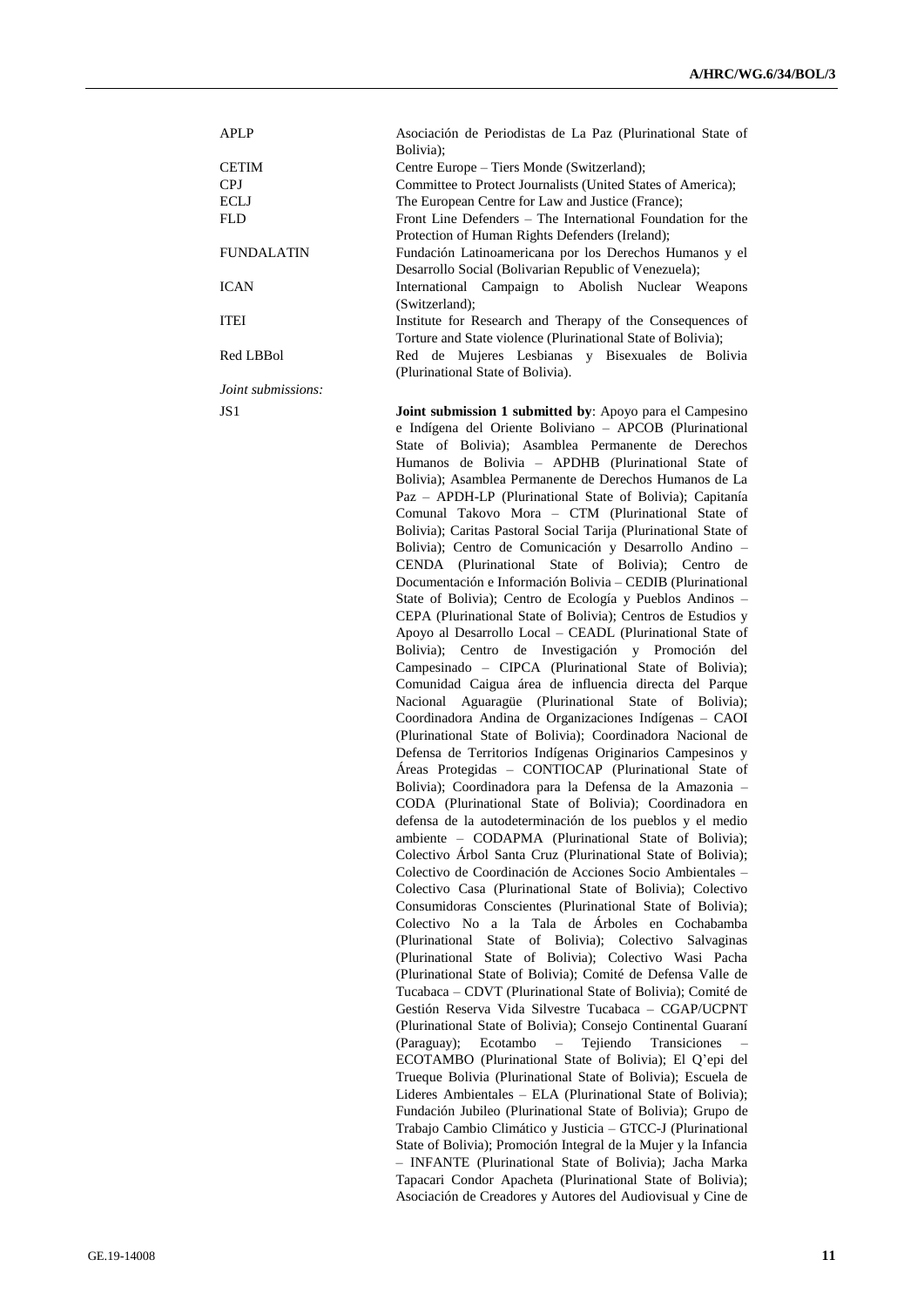| | |
|---|---|
| APLP | Asociación de Periodistas de La Paz (Plurinational State of Bolivia); |
| CETIM | Centre Europe – Tiers Monde (Switzerland); |
| CPJ | Committee to Protect Journalists (United States of America); |
| ECLJ | The European Centre for Law and Justice (France); |
| FLD | Front Line Defenders – The International Foundation for the Protection of Human Rights Defenders (Ireland); |
| FUNDALATIN | Fundación Latinoamericana por los Derechos Humanos y el Desarrollo Social (Bolivarian Republic of Venezuela); |
| ICAN | International Campaign to Abolish Nuclear Weapons (Switzerland); |
| ITEI | Institute for Research and Therapy of the Consequences of Torture and State violence (Plurinational State of Bolivia); |
| Red LBBol | Red de Mujeres Lesbianas y Bisexuales de Bolivia (Plurinational State of Bolivia). |

*Joint submissions:*

| | |
|---|---|
| JS1 | **Joint submission 1 submitted by**: Apoyo para el Campesino e Indígena del Oriente Boliviano – APCOB (Plurinational State of Bolivia); Asamblea Permanente de Derechos Humanos de Bolivia – APDHB (Plurinational State of Bolivia); Asamblea Permanente de Derechos Humanos de La Paz – APDH-LP (Plurinational State of Bolivia); Capitanía Comunal Takovo Mora – CTM (Plurinational State of Bolivia); Caritas Pastoral Social Tarija (Plurinational State of Bolivia); Centro de Comunicación y Desarrollo Andino – CENDA (Plurinational State of Bolivia); Centro de Documentación e Información Bolivia – CEDIB (Plurinational State of Bolivia); Centro de Ecología y Pueblos Andinos – CEPA (Plurinational State of Bolivia); Centros de Estudios y Apoyo al Desarrollo Local – CEADL (Plurinational State of Bolivia); Centro de Investigación y Promoción del Campesinado – CIPCA (Plurinational State of Bolivia); Comunidad Caigua área de influencia directa del Parque Nacional Aguaragüe (Plurinational State of Bolivia); Coordinadora Andina de Organizaciones Indígenas – CAOI (Plurinational State of Bolivia); Coordinadora Nacional de Defensa de Territorios Indígenas Originarios Campesinos y Áreas Protegidas – CONTIOCAP (Plurinational State of Bolivia); Coordinadora para la Defensa de la Amazonia – CODA (Plurinational State of Bolivia); Coordinadora en defensa de la autodeterminación de los pueblos y el medio ambiente – CODAPMA (Plurinational State of Bolivia); Colectivo Árbol Santa Cruz (Plurinational State of Bolivia); Colectivo de Coordinación de Acciones Socio Ambientales – Colectivo Casa (Plurinational State of Bolivia); Colectivo Consumidoras Conscientes (Plurinational State of Bolivia); Colectivo No a la Tala de Árboles en Cochabamba (Plurinational State of Bolivia); Colectivo Salvaginas (Plurinational State of Bolivia); Colectivo Wasi Pacha (Plurinational State of Bolivia); Comité de Defensa Valle de Tucabaca – CDVT (Plurinational State of Bolivia); Comité de Gestión Reserva Vida Silvestre Tucabaca – CGAP/UCPNT (Plurinational State of Bolivia); Consejo Continental Guaraní (Paraguay); Ecotambo – Tejiendo Transiciones – ECOTAMBO (Plurinational State of Bolivia); El Q'epi del Trueque Bolivia (Plurinational State of Bolivia); Escuela de Lideres Ambientales – ELA (Plurinational State of Bolivia); Fundación Jubileo (Plurinational State of Bolivia); Grupo de Trabajo Cambio Climático y Justicia – GTCC-J (Plurinational State of Bolivia); Promoción Integral de la Mujer y la Infancia – INFANTE (Plurinational State of Bolivia); Jacha Marka Tapacari Condor Apacheta (Plurinational State of Bolivia); Asociación de Creadores y Autores del Audiovisual y Cine de |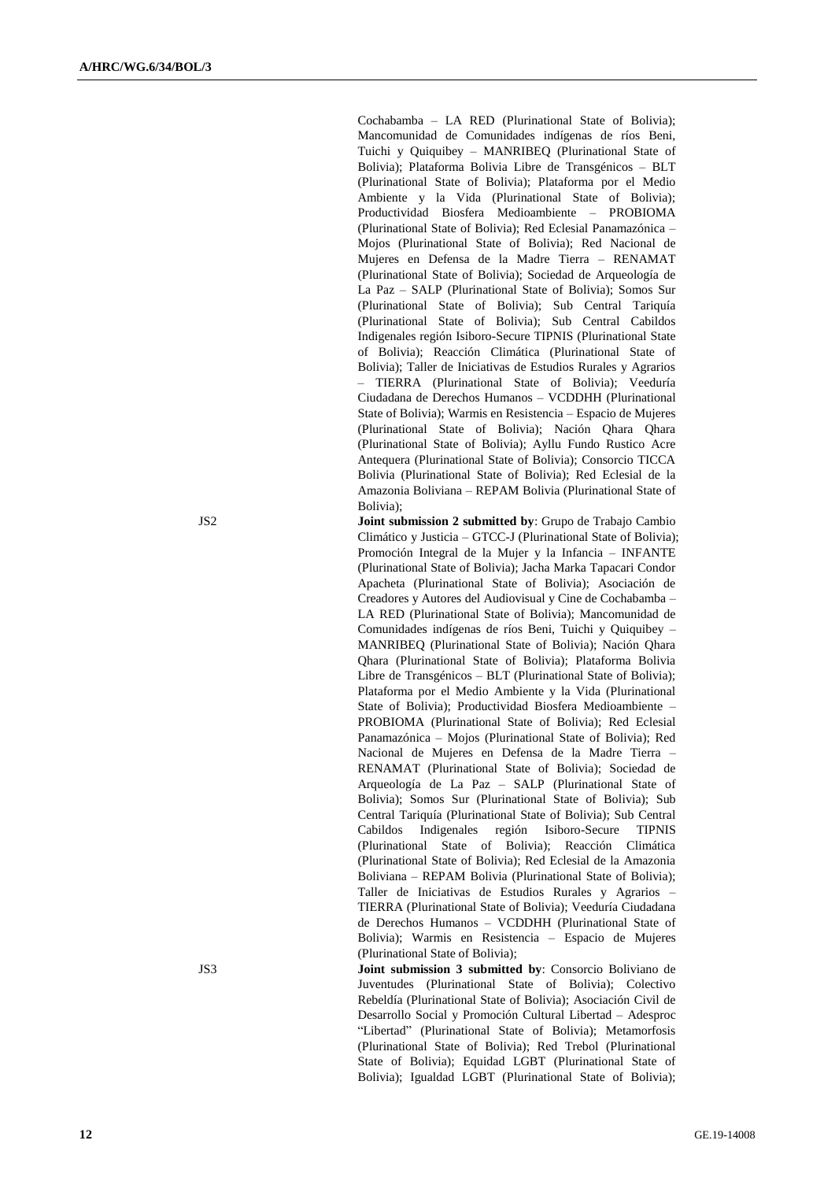Cochabamba – LA RED (Plurinational State of Bolivia); Mancomunidad de Comunidades indígenas de ríos Beni, Tuichi y Quiquibey – MANRIBEQ (Plurinational State of Bolivia); Plataforma Bolivia Libre de Transgénicos – BLT (Plurinational State of Bolivia); Plataforma por el Medio Ambiente y la Vida (Plurinational State of Bolivia); Productividad Biosfera Medioambiente – PROBIOMA (Plurinational State of Bolivia); Red Eclesial Panamazónica – Mojos (Plurinational State of Bolivia); Red Nacional de Mujeres en Defensa de la Madre Tierra – RENAMAT (Plurinational State of Bolivia); Sociedad de Arqueología de La Paz – SALP (Plurinational State of Bolivia); Somos Sur (Plurinational State of Bolivia); Sub Central Tariquía (Plurinational State of Bolivia); Sub Central Cabildos Indigenales región Isiboro-Secure TIPNIS (Plurinational State of Bolivia); Reacción Climática (Plurinational State of Bolivia); Taller de Iniciativas de Estudios Rurales y Agrarios – TIERRA (Plurinational State of Bolivia); Veeduría Ciudadana de Derechos Humanos – VCDDHH (Plurinational State of Bolivia); Warmis en Resistencia – Espacio de Mujeres (Plurinational State of Bolivia); Nación Qhara Qhara (Plurinational State of Bolivia); Ayllu Fundo Rustico Acre Antequera (Plurinational State of Bolivia); Consorcio TICCA Bolivia (Plurinational State of Bolivia); Red Eclesial de la Amazonia Boliviana – REPAM Bolivia (Plurinational State of Bolivia);

JS2 **Joint submission 2 submitted by**: Grupo de Trabajo Cambio Climático y Justicia – GTCC-J (Plurinational State of Bolivia); Promoción Integral de la Mujer y la Infancia – INFANTE (Plurinational State of Bolivia); Jacha Marka Tapacari Condor Apacheta (Plurinational State of Bolivia); Asociación de Creadores y Autores del Audiovisual y Cine de Cochabamba – LA RED (Plurinational State of Bolivia); Mancomunidad de Comunidades indígenas de ríos Beni, Tuichi y Quiquibey – MANRIBEQ (Plurinational State of Bolivia); Nación Qhara Qhara (Plurinational State of Bolivia); Plataforma Bolivia Libre de Transgénicos – BLT (Plurinational State of Bolivia); Plataforma por el Medio Ambiente y la Vida (Plurinational State of Bolivia); Productividad Biosfera Medioambiente – PROBIOMA (Plurinational State of Bolivia); Red Eclesial Panamazónica – Mojos (Plurinational State of Bolivia); Red Nacional de Mujeres en Defensa de la Madre Tierra – RENAMAT (Plurinational State of Bolivia); Sociedad de Arqueología de La Paz – SALP (Plurinational State of Bolivia); Somos Sur (Plurinational State of Bolivia); Sub Central Tariquía (Plurinational State of Bolivia); Sub Central Cabildos Indigenales región Isiboro-Secure TIPNIS (Plurinational State of Bolivia); Reacción Climática (Plurinational State of Bolivia); Red Eclesial de la Amazonia Boliviana – REPAM Bolivia (Plurinational State of Bolivia); Taller de Iniciativas de Estudios Rurales y Agrarios – TIERRA (Plurinational State of Bolivia); Veeduría Ciudadana de Derechos Humanos – VCDDHH (Plurinational State of Bolivia); Warmis en Resistencia – Espacio de Mujeres (Plurinational State of Bolivia);

JS3 **Joint submission 3 submitted by**: Consorcio Boliviano de Juventudes (Plurinational State of Bolivia); Colectivo Rebeldía (Plurinational State of Bolivia); Asociación Civil de Desarrollo Social y Promoción Cultural Libertad – Adesproc "Libertad" (Plurinational State of Bolivia); Metamorfosis (Plurinational State of Bolivia); Red Trebol (Plurinational State of Bolivia); Equidad LGBT (Plurinational State of Bolivia); Igualdad LGBT (Plurinational State of Bolivia);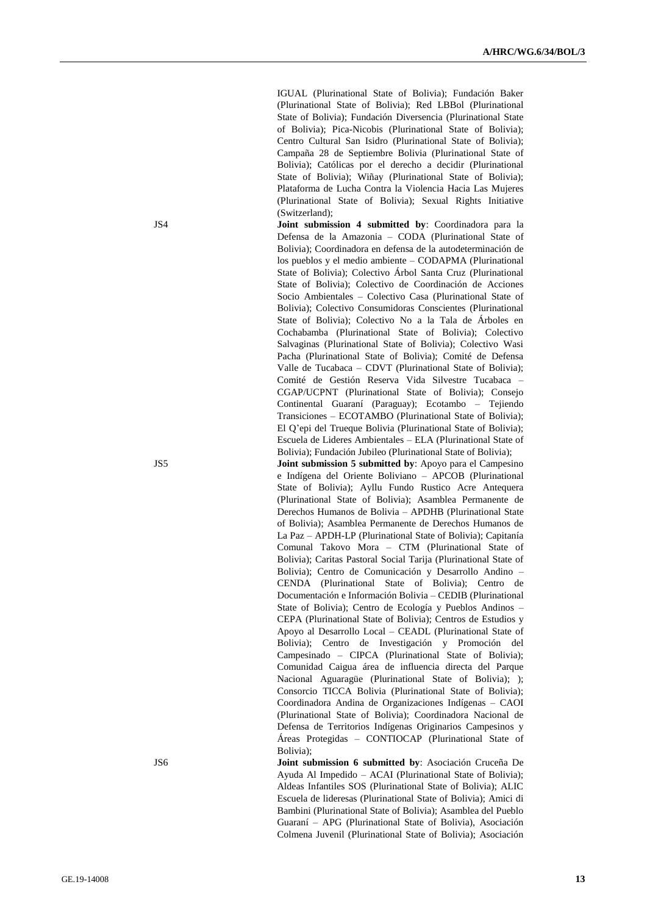IGUAL (Plurinational State of Bolivia); Fundación Baker (Plurinational State of Bolivia); Red LBBol (Plurinational State of Bolivia); Fundación Diversencia (Plurinational State of Bolivia); Pica-Nicobis (Plurinational State of Bolivia); Centro Cultural San Isidro (Plurinational State of Bolivia); Campaña 28 de Septiembre Bolivia (Plurinational State of Bolivia); Católicas por el derecho a decidir (Plurinational State of Bolivia); Wiñay (Plurinational State of Bolivia); Plataforma de Lucha Contra la Violencia Hacia Las Mujeres (Plurinational State of Bolivia); Sexual Rights Initiative (Switzerland);

JS4 **Joint submission 4 submitted by**: Coordinadora para la Defensa de la Amazonia – CODA (Plurinational State of Bolivia); Coordinadora en defensa de la autodeterminación de los pueblos y el medio ambiente – CODAPMA (Plurinational State of Bolivia); Colectivo Árbol Santa Cruz (Plurinational State of Bolivia); Colectivo de Coordinación de Acciones Socio Ambientales – Colectivo Casa (Plurinational State of Bolivia); Colectivo Consumidoras Conscientes (Plurinational State of Bolivia); Colectivo No a la Tala de Árboles en Cochabamba (Plurinational State of Bolivia); Colectivo Salvaginas (Plurinational State of Bolivia); Colectivo Wasi Pacha (Plurinational State of Bolivia); Comité de Defensa Valle de Tucabaca – CDVT (Plurinational State of Bolivia); Comité de Gestión Reserva Vida Silvestre Tucabaca – CGAP/UCPNT (Plurinational State of Bolivia); Consejo Continental Guaraní (Paraguay); Ecotambo – Tejiendo Transiciones – ECOTAMBO (Plurinational State of Bolivia); El Q'epi del Trueque Bolivia (Plurinational State of Bolivia); Escuela de Lideres Ambientales – ELA (Plurinational State of Bolivia); Fundación Jubileo (Plurinational State of Bolivia);

JS5 **Joint submission 5 submitted by**: Apoyo para el Campesino e Indígena del Oriente Boliviano – APCOB (Plurinational State of Bolivia); Ayllu Fundo Rustico Acre Antequera (Plurinational State of Bolivia); Asamblea Permanente de Derechos Humanos de Bolivia – APDHB (Plurinational State of Bolivia); Asamblea Permanente de Derechos Humanos de La Paz – APDH-LP (Plurinational State of Bolivia); Capitanía Comunal Takovo Mora – CTM (Plurinational State of Bolivia); Caritas Pastoral Social Tarija (Plurinational State of Bolivia); Centro de Comunicación y Desarrollo Andino – CENDA (Plurinational State of Bolivia); Centro de Documentación e Información Bolivia – CEDIB (Plurinational State of Bolivia); Centro de Ecología y Pueblos Andinos – CEPA (Plurinational State of Bolivia); Centros de Estudios y Apoyo al Desarrollo Local – CEADL (Plurinational State of Bolivia); Centro de Investigación y Promoción del Campesinado – CIPCA (Plurinational State of Bolivia); Comunidad Caigua área de influencia directa del Parque Nacional Aguaragüe (Plurinational State of Bolivia); ); Consorcio TICCA Bolivia (Plurinational State of Bolivia); Coordinadora Andina de Organizaciones Indígenas – CAOI (Plurinational State of Bolivia); Coordinadora Nacional de Defensa de Territorios Indígenas Originarios Campesinos y Áreas Protegidas – CONTIOCAP (Plurinational State of Bolivia);

JS6 **Joint submission 6 submitted by**: Asociación Cruceña De Ayuda Al Impedido – ACAI (Plurinational State of Bolivia); Aldeas Infantiles SOS (Plurinational State of Bolivia); ALIC Escuela de lideresas (Plurinational State of Bolivia); Amici di Bambini (Plurinational State of Bolivia); Asamblea del Pueblo Guaraní – APG (Plurinational State of Bolivia), Asociación Colmena Juvenil (Plurinational State of Bolivia); Asociación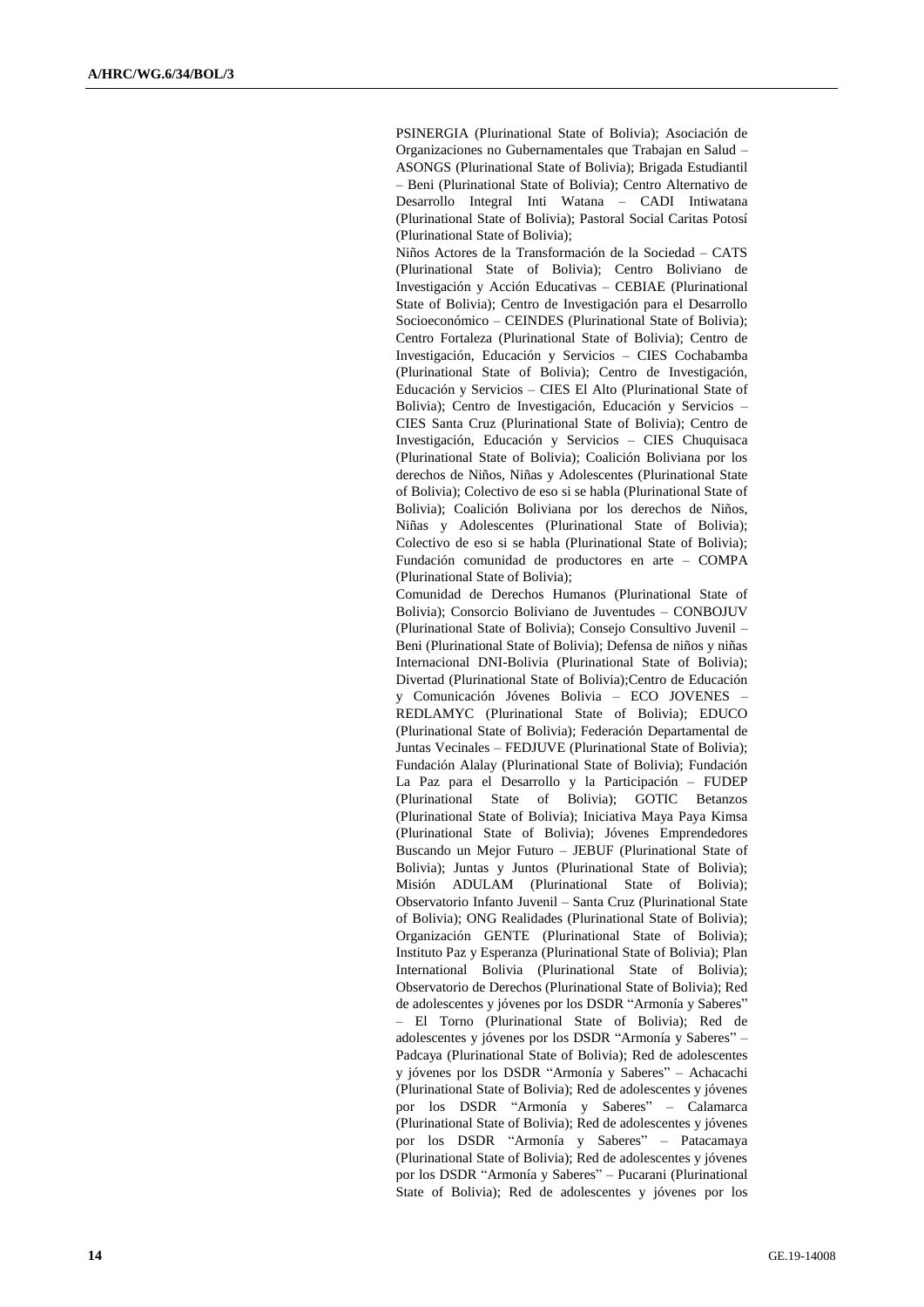PSINERGIA (Plurinational State of Bolivia); Asociación de Organizaciones no Gubernamentales que Trabajan en Salud – ASONGS (Plurinational State of Bolivia); Brigada Estudiantil – Beni (Plurinational State of Bolivia); Centro Alternativo de Desarrollo Integral Inti Watana – CADI Intiwatana (Plurinational State of Bolivia); Pastoral Social Caritas Potosí (Plurinational State of Bolivia);

Niños Actores de la Transformación de la Sociedad – CATS (Plurinational State of Bolivia); Centro Boliviano de Investigación y Acción Educativas – CEBIAE (Plurinational State of Bolivia); Centro de Investigación para el Desarrollo Socioeconómico – CEINDES (Plurinational State of Bolivia); Centro Fortaleza (Plurinational State of Bolivia); Centro de Investigación, Educación y Servicios – CIES Cochabamba (Plurinational State of Bolivia); Centro de Investigación, Educación y Servicios – CIES El Alto (Plurinational State of Bolivia); Centro de Investigación, Educación y Servicios – CIES Santa Cruz (Plurinational State of Bolivia); Centro de Investigación, Educación y Servicios – CIES Chuquisaca (Plurinational State of Bolivia); Coalición Boliviana por los derechos de Niños, Niñas y Adolescentes (Plurinational State of Bolivia); Colectivo de eso si se habla (Plurinational State of Bolivia); Coalición Boliviana por los derechos de Niños, Niñas y Adolescentes (Plurinational State of Bolivia); Colectivo de eso si se habla (Plurinational State of Bolivia); Fundación comunidad de productores en arte – COMPA (Plurinational State of Bolivia);

Comunidad de Derechos Humanos (Plurinational State of Bolivia); Consorcio Boliviano de Juventudes – CONBOJUV (Plurinational State of Bolivia); Consejo Consultivo Juvenil – Beni (Plurinational State of Bolivia); Defensa de niños y niñas Internacional DNI-Bolivia (Plurinational State of Bolivia); Divertad (Plurinational State of Bolivia);Centro de Educación y Comunicación Jóvenes Bolivia – ECO JOVENES – REDLAMYC (Plurinational State of Bolivia); EDUCO (Plurinational State of Bolivia); Federación Departamental de Juntas Vecinales – FEDJUVE (Plurinational State of Bolivia); Fundación Alalay (Plurinational State of Bolivia); Fundación La Paz para el Desarrollo y la Participación – FUDEP (Plurinational State of Bolivia); GOTIC Betanzos (Plurinational State of Bolivia); Iniciativa Maya Paya Kimsa (Plurinational State of Bolivia); Jóvenes Emprendedores Buscando un Mejor Futuro – JEBUF (Plurinational State of Bolivia); Juntas y Juntos (Plurinational State of Bolivia); Misión ADULAM (Plurinational State of Bolivia); Observatorio Infanto Juvenil – Santa Cruz (Plurinational State of Bolivia); ONG Realidades (Plurinational State of Bolivia); Organización GENTE (Plurinational State of Bolivia); Instituto Paz y Esperanza (Plurinational State of Bolivia); Plan International Bolivia (Plurinational State of Bolivia); Observatorio de Derechos (Plurinational State of Bolivia); Red de adolescentes y jóvenes por los DSDR "Armonía y Saberes" – El Torno (Plurinational State of Bolivia); Red de adolescentes y jóvenes por los DSDR "Armonía y Saberes" – Padcaya (Plurinational State of Bolivia); Red de adolescentes y jóvenes por los DSDR "Armonía y Saberes" – Achacachi (Plurinational State of Bolivia); Red de adolescentes y jóvenes por los DSDR "Armonía y Saberes" – Calamarca (Plurinational State of Bolivia); Red de adolescentes y jóvenes por los DSDR "Armonía y Saberes" – Patacamaya (Plurinational State of Bolivia); Red de adolescentes y jóvenes por los DSDR "Armonía y Saberes" – Pucarani (Plurinational State of Bolivia); Red de adolescentes y jóvenes por los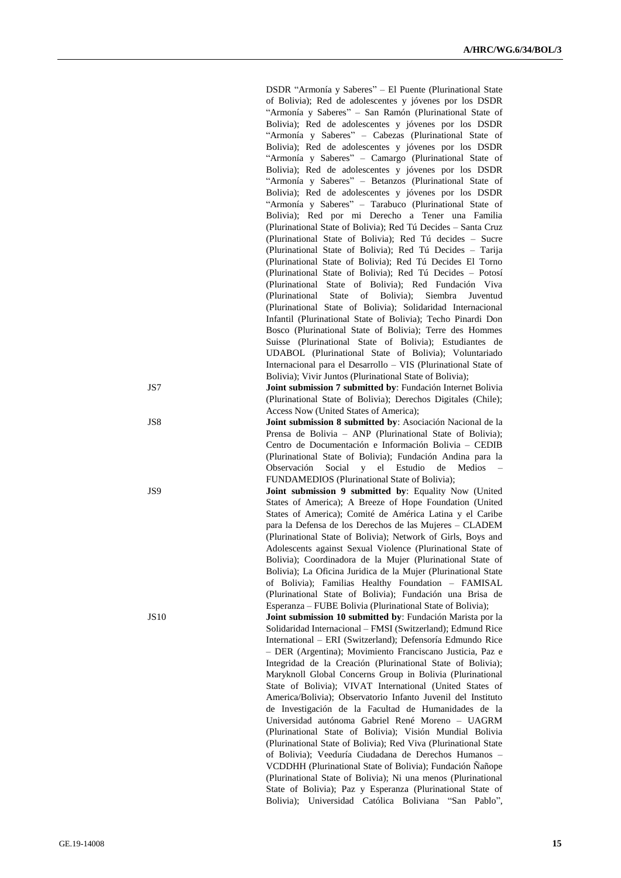DSDR “Armonía y Saberes” – El Puente (Plurinational State of Bolivia); Red de adolescentes y jóvenes por los DSDR “Armonía y Saberes” – San Ramón (Plurinational State of Bolivia); Red de adolescentes y jóvenes por los DSDR “Armonía y Saberes” – Cabezas (Plurinational State of Bolivia); Red de adolescentes y jóvenes por los DSDR “Armonía y Saberes” – Camargo (Plurinational State of Bolivia); Red de adolescentes y jóvenes por los DSDR “Armonía y Saberes” – Betanzos (Plurinational State of Bolivia); Red de adolescentes y jóvenes por los DSDR “Armonía y Saberes” – Tarabuco (Plurinational State of Bolivia); Red por mi Derecho a Tener una Familia (Plurinational State of Bolivia); Red Tú Decides – Santa Cruz (Plurinational State of Bolivia); Red Tú decides – Sucre (Plurinational State of Bolivia); Red Tú Decides – Tarija (Plurinational State of Bolivia); Red Tú Decides El Torno (Plurinational State of Bolivia); Red Tú Decides – Potosí (Plurinational State of Bolivia); Red Fundación Viva (Plurinational State of Bolivia); Siembra Juventud (Plurinational State of Bolivia); Solidaridad Internacional Infantil (Plurinational State of Bolivia); Techo Pinardi Don Bosco (Plurinational State of Bolivia); Terre des Hommes Suisse (Plurinational State of Bolivia); Estudiantes de UDABOL (Plurinational State of Bolivia); Voluntariado Internacional para el Desarrollo – VIS (Plurinational State of Bolivia); Vivir Juntos (Plurinational State of Bolivia);

JS7 **Joint submission 7 submitted by**: Fundación Internet Bolivia (Plurinational State of Bolivia); Derechos Digitales (Chile); Access Now (United States of America);

JS8 **Joint submission 8 submitted by**: Asociación Nacional de la Prensa de Bolivia – ANP (Plurinational State of Bolivia); Centro de Documentación e Información Bolivia – CEDIB (Plurinational State of Bolivia); Fundación Andina para la Observación Social y el Estudio de Medios – FUNDAMEDIOS (Plurinational State of Bolivia);

JS9 **Joint submission 9 submitted by**: Equality Now (United States of America); A Breeze of Hope Foundation (United States of America); Comité de América Latina y el Caribe para la Defensa de los Derechos de las Mujeres – CLADEM (Plurinational State of Bolivia); Network of Girls, Boys and Adolescents against Sexual Violence (Plurinational State of Bolivia); Coordinadora de la Mujer (Plurinational State of Bolivia); La Oficina Juridica de la Mujer (Plurinational State of Bolivia); Familias Healthy Foundation – FAMISAL (Plurinational State of Bolivia); Fundación una Brisa de Esperanza – FUBE Bolivia (Plurinational State of Bolivia);

JS10 **Joint submission 10 submitted by**: Fundación Marista por la Solidaridad Internacional – FMSI (Switzerland); Edmund Rice International – ERI (Switzerland); Defensoría Edmundo Rice – DER (Argentina); Movimiento Franciscano Justicia, Paz e Integridad de la Creación (Plurinational State of Bolivia); Maryknoll Global Concerns Group in Bolivia (Plurinational State of Bolivia); VIVAT International (United States of America/Bolivia); Observatorio Infanto Juvenil del Instituto de Investigación de la Facultad de Humanidades de la Universidad autónoma Gabriel René Moreno – UAGRM (Plurinational State of Bolivia); Visión Mundial Bolivia (Plurinational State of Bolivia); Red Viva (Plurinational State of Bolivia); Veeduría Ciudadana de Derechos Humanos – VCDDHH (Plurinational State of Bolivia); Fundación Ñañope (Plurinational State of Bolivia); Ni una menos (Plurinational State of Bolivia); Paz y Esperanza (Plurinational State of Bolivia); Universidad Católica Boliviana “San Pablo”,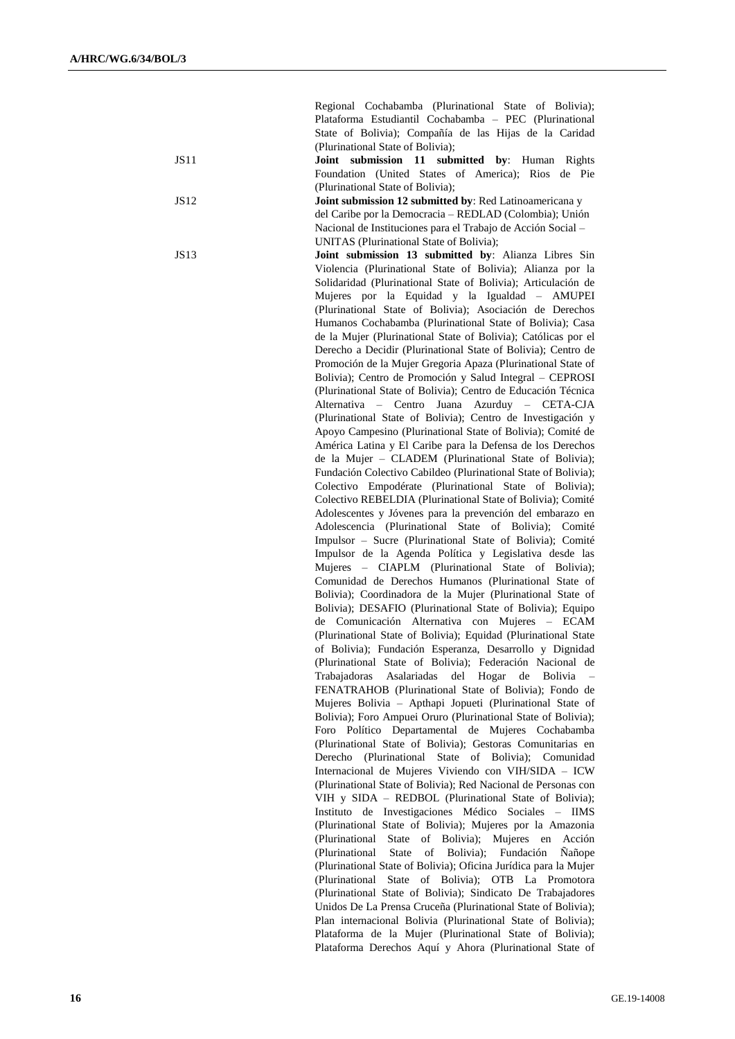Regional Cochabamba (Plurinational State of Bolivia); Plataforma Estudiantil Cochabamba – PEC (Plurinational State of Bolivia); Compañía de las Hijas de la Caridad (Plurinational State of Bolivia);

JS11 **Joint submission 11 submitted by**: Human Rights Foundation (United States of America); Rios de Pie (Plurinational State of Bolivia);

JS12 **Joint submission 12 submitted by**: Red Latinoamericana y del Caribe por la Democracia – REDLAD (Colombia); Unión Nacional de Instituciones para el Trabajo de Acción Social – UNITAS (Plurinational State of Bolivia);

JS13 **Joint submission 13 submitted by**: Alianza Libres Sin Violencia (Plurinational State of Bolivia); Alianza por la Solidaridad (Plurinational State of Bolivia); Articulación de Mujeres por la Equidad y la Igualdad – AMUPEI (Plurinational State of Bolivia); Asociación de Derechos Humanos Cochabamba (Plurinational State of Bolivia); Casa de la Mujer (Plurinational State of Bolivia); Católicas por el Derecho a Decidir (Plurinational State of Bolivia); Centro de Promoción de la Mujer Gregoria Apaza (Plurinational State of Bolivia); Centro de Promoción y Salud Integral – CEPROSI (Plurinational State of Bolivia); Centro de Educación Técnica Alternativa – Centro Juana Azurduy – CETA-CJA (Plurinational State of Bolivia); Centro de Investigación y Apoyo Campesino (Plurinational State of Bolivia); Comité de América Latina y El Caribe para la Defensa de los Derechos de la Mujer – CLADEM (Plurinational State of Bolivia); Fundación Colectivo Cabildeo (Plurinational State of Bolivia); Colectivo Empodérate (Plurinational State of Bolivia); Colectivo REBELDIA (Plurinational State of Bolivia); Comité Adolescentes y Jóvenes para la prevención del embarazo en Adolescencia (Plurinational State of Bolivia); Comité Impulsor – Sucre (Plurinational State of Bolivia); Comité Impulsor de la Agenda Política y Legislativa desde las Mujeres – CIAPLM (Plurinational State of Bolivia); Comunidad de Derechos Humanos (Plurinational State of Bolivia); Coordinadora de la Mujer (Plurinational State of Bolivia); DESAFIO (Plurinational State of Bolivia); Equipo de Comunicación Alternativa con Mujeres – ECAM (Plurinational State of Bolivia); Equidad (Plurinational State of Bolivia); Fundación Esperanza, Desarrollo y Dignidad (Plurinational State of Bolivia); Federación Nacional de Trabajadoras Asalariadas del Hogar de Bolivia – FENATRAHOB (Plurinational State of Bolivia); Fondo de Mujeres Bolivia – Apthapi Jopueti (Plurinational State of Bolivia); Foro Ampuei Oruro (Plurinational State of Bolivia); Foro Político Departamental de Mujeres Cochabamba (Plurinational State of Bolivia); Gestoras Comunitarias en Derecho (Plurinational State of Bolivia); Comunidad Internacional de Mujeres Viviendo con VIH/SIDA – ICW (Plurinational State of Bolivia); Red Nacional de Personas con VIH y SIDA – REDBOL (Plurinational State of Bolivia); Instituto de Investigaciones Médico Sociales – IIMS (Plurinational State of Bolivia); Mujeres por la Amazonia (Plurinational State of Bolivia); Mujeres en Acción (Plurinational State of Bolivia); Fundación Ñañope (Plurinational State of Bolivia); Oficina Jurídica para la Mujer (Plurinational State of Bolivia); OTB La Promotora (Plurinational State of Bolivia); Sindicato De Trabajadores Unidos De La Prensa Cruceña (Plurinational State of Bolivia); Plan internacional Bolivia (Plurinational State of Bolivia); Plataforma de la Mujer (Plurinational State of Bolivia); Plataforma Derechos Aquí y Ahora (Plurinational State of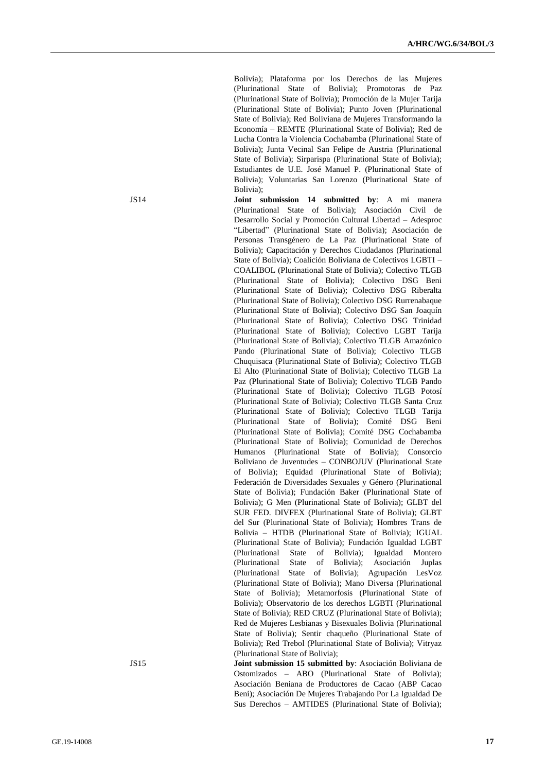Bolivia); Plataforma por los Derechos de las Mujeres (Plurinational State of Bolivia); Promotoras de Paz (Plurinational State of Bolivia); Promoción de la Mujer Tarija (Plurinational State of Bolivia); Punto Joven (Plurinational State of Bolivia); Red Boliviana de Mujeres Transformando la Economía – REMTE (Plurinational State of Bolivia); Red de Lucha Contra la Violencia Cochabamba (Plurinational State of Bolivia); Junta Vecinal San Felipe de Austria (Plurinational State of Bolivia); Sirparispa (Plurinational State of Bolivia); Estudiantes de U.E. José Manuel P. (Plurinational State of Bolivia); Voluntarias San Lorenzo (Plurinational State of Bolivia);

JS14 **Joint submission 14 submitted by**: A mi manera (Plurinational State of Bolivia); Asociación Civil de Desarrollo Social y Promoción Cultural Libertad – Adesproc "Libertad" (Plurinational State of Bolivia); Asociación de Personas Transgénero de La Paz (Plurinational State of Bolivia); Capacitación y Derechos Ciudadanos (Plurinational State of Bolivia); Coalición Boliviana de Colectivos LGBTI – COALIBOL (Plurinational State of Bolivia); Colectivo TLGB (Plurinational State of Bolivia); Colectivo DSG Beni (Plurinational State of Bolivia); Colectivo DSG Riberalta (Plurinational State of Bolivia); Colectivo DSG Rurrenabaque (Plurinational State of Bolivia); Colectivo DSG San Joaquín (Plurinational State of Bolivia); Colectivo DSG Trinidad (Plurinational State of Bolivia); Colectivo LGBT Tarija (Plurinational State of Bolivia); Colectivo TLGB Amazónico Pando (Plurinational State of Bolivia); Colectivo TLGB Chuquisaca (Plurinational State of Bolivia); Colectivo TLGB El Alto (Plurinational State of Bolivia); Colectivo TLGB La Paz (Plurinational State of Bolivia); Colectivo TLGB Pando (Plurinational State of Bolivia); Colectivo TLGB Potosí (Plurinational State of Bolivia); Colectivo TLGB Santa Cruz (Plurinational State of Bolivia); Colectivo TLGB Tarija (Plurinational State of Bolivia); Comité DSG Beni (Plurinational State of Bolivia); Comité DSG Cochabamba (Plurinational State of Bolivia); Comunidad de Derechos Humanos (Plurinational State of Bolivia); Consorcio Boliviano de Juventudes – CONBOJUV (Plurinational State of Bolivia); Equidad (Plurinational State of Bolivia); Federación de Diversidades Sexuales y Género (Plurinational State of Bolivia); Fundación Baker (Plurinational State of Bolivia); G Men (Plurinational State of Bolivia); GLBT del SUR FED. DIVFEX (Plurinational State of Bolivia); GLBT del Sur (Plurinational State of Bolivia); Hombres Trans de Bolivia – HTDB (Plurinational State of Bolivia); IGUAL (Plurinational State of Bolivia); Fundación Igualdad LGBT (Plurinational State of Bolivia); Igualdad Montero (Plurinational State of Bolivia); Asociación Juplas (Plurinational State of Bolivia); Agrupación LesVoz (Plurinational State of Bolivia); Mano Diversa (Plurinational State of Bolivia); Metamorfosis (Plurinational State of Bolivia); Observatorio de los derechos LGBTI (Plurinational State of Bolivia); RED CRUZ (Plurinational State of Bolivia); Red de Mujeres Lesbianas y Bisexuales Bolivia (Plurinational State of Bolivia); Sentir chaqueño (Plurinational State of Bolivia); Red Trebol (Plurinational State of Bolivia); Vitryaz (Plurinational State of Bolivia);

JS15 **Joint submission 15 submitted by**: Asociación Boliviana de Ostomizados – ABO (Plurinational State of Bolivia); Asociación Beniana de Productores de Cacao (ABP Cacao Beni); Asociación De Mujeres Trabajando Por La Igualdad De Sus Derechos – AMTIDES (Plurinational State of Bolivia);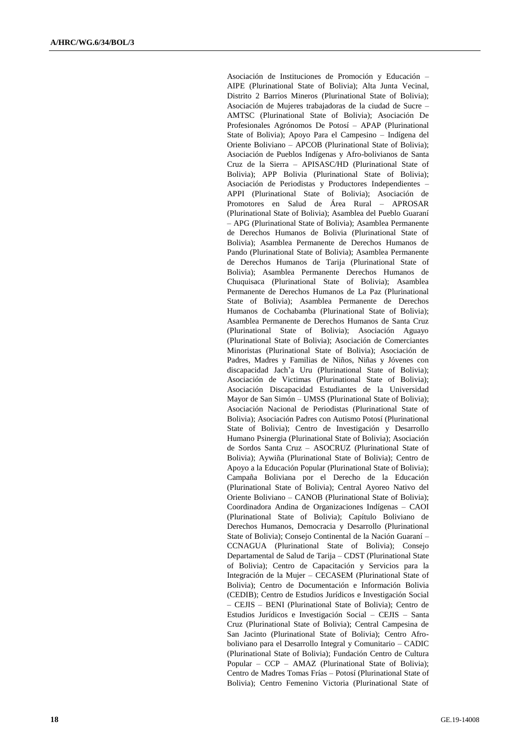Asociación de Instituciones de Promoción y Educación – AIPE (Plurinational State of Bolivia); Alta Junta Vecinal, Distrito 2 Barrios Mineros (Plurinational State of Bolivia); Asociación de Mujeres trabajadoras de la ciudad de Sucre – AMTSC (Plurinational State of Bolivia); Asociación De Profesionales Agrónomos De Potosí – APAP (Plurinational State of Bolivia); Apoyo Para el Campesino – Indígena del Oriente Boliviano – APCOB (Plurinational State of Bolivia); Asociación de Pueblos Indígenas y Afro-bolivianos de Santa Cruz de la Sierra – APISASC/HD (Plurinational State of Bolivia); APP Bolivia (Plurinational State of Bolivia); Asociación de Periodistas y Productores Independientes – APPI (Plurinational State of Bolivia); Asociación de Promotores en Salud de Área Rural – APROSAR (Plurinational State of Bolivia); Asamblea del Pueblo Guaraní – APG (Plurinational State of Bolivia); Asamblea Permanente de Derechos Humanos de Bolivia (Plurinational State of Bolivia); Asamblea Permanente de Derechos Humanos de Pando (Plurinational State of Bolivia); Asamblea Permanente de Derechos Humanos de Tarija (Plurinational State of Bolivia); Asamblea Permanente Derechos Humanos de Chuquisaca (Plurinational State of Bolivia); Asamblea Permanente de Derechos Humanos de La Paz (Plurinational State of Bolivia); Asamblea Permanente de Derechos Humanos de Cochabamba (Plurinational State of Bolivia); Asamblea Permanente de Derechos Humanos de Santa Cruz (Plurinational State of Bolivia); Asociación Aguayo (Plurinational State of Bolivia); Asociación de Comerciantes Minoristas (Plurinational State of Bolivia); Asociación de Padres, Madres y Familias de Niños, Niñas y Jóvenes con discapacidad Jach'a Uru (Plurinational State of Bolivia); Asociación de Victimas (Plurinational State of Bolivia); Asociación Discapacidad Estudiantes de la Universidad Mayor de San Simón – UMSS (Plurinational State of Bolivia); Asociación Nacional de Periodistas (Plurinational State of Bolivia); Asociación Padres con Autismo Potosí (Plurinational State of Bolivia); Centro de Investigación y Desarrollo Humano Psinergia (Plurinational State of Bolivia); Asociación de Sordos Santa Cruz – ASOCRUZ (Plurinational State of Bolivia); Aywiña (Plurinational State of Bolivia); Centro de Apoyo a la Educación Popular (Plurinational State of Bolivia); Campaña Boliviana por el Derecho de la Educación (Plurinational State of Bolivia); Central Ayoreo Nativo del Oriente Boliviano – CANOB (Plurinational State of Bolivia); Coordinadora Andina de Organizaciones Indígenas – CAOI (Plurinational State of Bolivia); Capítulo Boliviano de Derechos Humanos, Democracia y Desarrollo (Plurinational State of Bolivia); Consejo Continental de la Nación Guaraní – CCNAGUA (Plurinational State of Bolivia); Consejo Departamental de Salud de Tarija – CDST (Plurinational State of Bolivia); Centro de Capacitación y Servicios para la Integración de la Mujer – CECASEM (Plurinational State of Bolivia); Centro de Documentación e Información Bolivia (CEDIB); Centro de Estudios Jurídicos e Investigación Social – CEJIS – BENI (Plurinational State of Bolivia); Centro de Estudios Jurídicos e Investigación Social – CEJIS – Santa Cruz (Plurinational State of Bolivia); Central Campesina de San Jacinto (Plurinational State of Bolivia); Centro Afro-boliviano para el Desarrollo Integral y Comunitario – CADIC (Plurinational State of Bolivia); Fundación Centro de Cultura Popular – CCP – AMAZ (Plurinational State of Bolivia); Centro de Madres Tomas Frías – Potosí (Plurinational State of Bolivia); Centro Femenino Victoria (Plurinational State of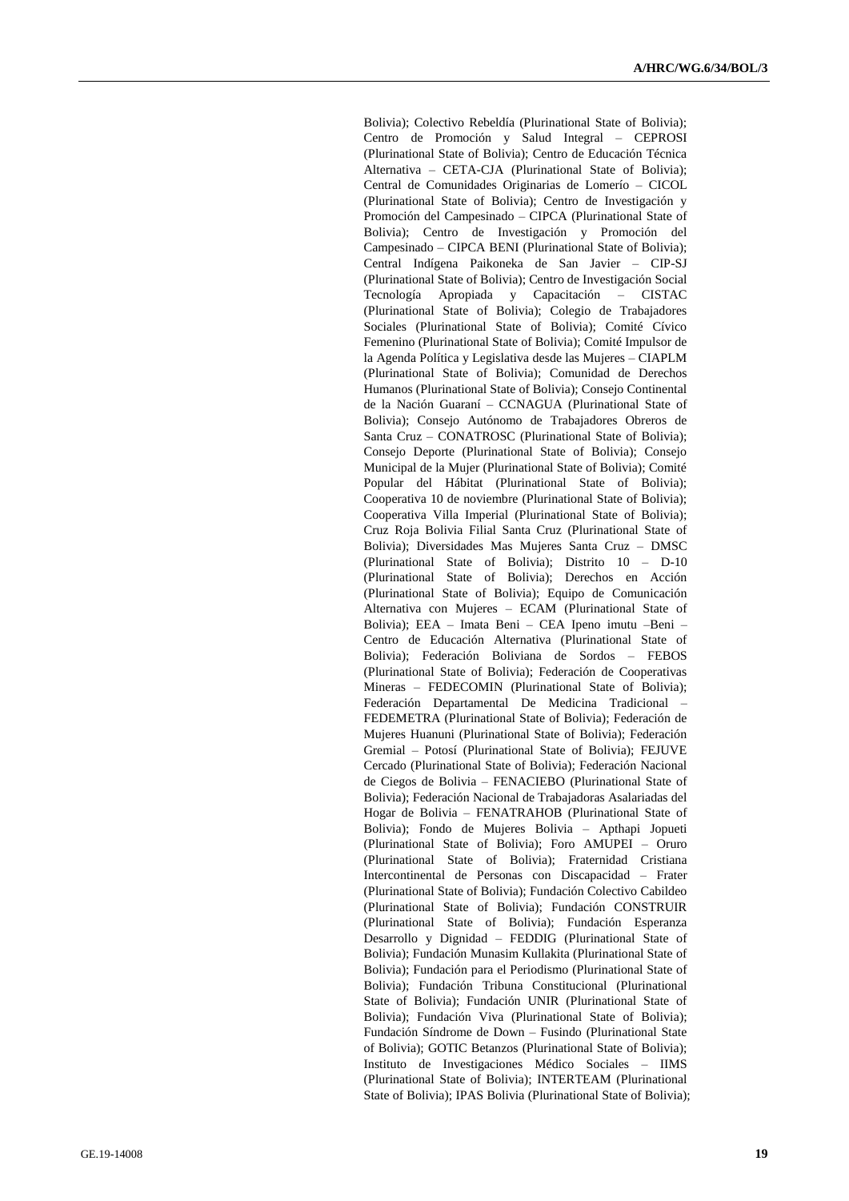Bolivia); Colectivo Rebeldía (Plurinational State of Bolivia); Centro de Promoción y Salud Integral – CEPROSI (Plurinational State of Bolivia); Centro de Educación Técnica Alternativa – CETA-CJA (Plurinational State of Bolivia); Central de Comunidades Originarias de Lomerío – CICOL (Plurinational State of Bolivia); Centro de Investigación y Promoción del Campesinado – CIPCA (Plurinational State of Bolivia); Centro de Investigación y Promoción del Campesinado – CIPCA BENI (Plurinational State of Bolivia); Central Indígena Paikoneka de San Javier – CIP-SJ (Plurinational State of Bolivia); Centro de Investigación Social Tecnología Apropiada y Capacitación – CISTAC (Plurinational State of Bolivia); Colegio de Trabajadores Sociales (Plurinational State of Bolivia); Comité Cívico Femenino (Plurinational State of Bolivia); Comité Impulsor de la Agenda Política y Legislativa desde las Mujeres – CIAPLM (Plurinational State of Bolivia); Comunidad de Derechos Humanos (Plurinational State of Bolivia); Consejo Continental de la Nación Guaraní – CCNAGUA (Plurinational State of Bolivia); Consejo Autónomo de Trabajadores Obreros de Santa Cruz – CONATROSC (Plurinational State of Bolivia); Consejo Deporte (Plurinational State of Bolivia); Consejo Municipal de la Mujer (Plurinational State of Bolivia); Comité Popular del Hábitat (Plurinational State of Bolivia); Cooperativa 10 de noviembre (Plurinational State of Bolivia); Cooperativa Villa Imperial (Plurinational State of Bolivia); Cruz Roja Bolivia Filial Santa Cruz (Plurinational State of Bolivia); Diversidades Mas Mujeres Santa Cruz – DMSC (Plurinational State of Bolivia); Distrito 10 – D-10 (Plurinational State of Bolivia); Derechos en Acción (Plurinational State of Bolivia); Equipo de Comunicación Alternativa con Mujeres – ECAM (Plurinational State of Bolivia); EEA – Imata Beni – CEA Ipeno imutu –Beni – Centro de Educación Alternativa (Plurinational State of Bolivia); Federación Boliviana de Sordos – FEBOS (Plurinational State of Bolivia); Federación de Cooperativas Mineras – FEDECOMIN (Plurinational State of Bolivia); Federación Departamental De Medicina Tradicional – FEDEMETRA (Plurinational State of Bolivia); Federación de Mujeres Huanuni (Plurinational State of Bolivia); Federación Gremial – Potosí (Plurinational State of Bolivia); FEJUVE Cercado (Plurinational State of Bolivia); Federación Nacional de Ciegos de Bolivia – FENACIEBO (Plurinational State of Bolivia); Federación Nacional de Trabajadoras Asalariadas del Hogar de Bolivia – FENATRAHOB (Plurinational State of Bolivia); Fondo de Mujeres Bolivia – Apthapi Jopueti (Plurinational State of Bolivia); Foro AMUPEI – Oruro (Plurinational State of Bolivia); Fraternidad Cristiana Intercontinental de Personas con Discapacidad – Frater (Plurinational State of Bolivia); Fundación Colectivo Cabildeo (Plurinational State of Bolivia); Fundación CONSTRUIR (Plurinational State of Bolivia); Fundación Esperanza Desarrollo y Dignidad – FEDDIG (Plurinational State of Bolivia); Fundación Munasim Kullakita (Plurinational State of Bolivia); Fundación para el Periodismo (Plurinational State of Bolivia); Fundación Tribuna Constitucional (Plurinational State of Bolivia); Fundación UNIR (Plurinational State of Bolivia); Fundación Viva (Plurinational State of Bolivia); Fundación Síndrome de Down – Fusindo (Plurinational State of Bolivia); GOTIC Betanzos (Plurinational State of Bolivia); Instituto de Investigaciones Médico Sociales – IIMS (Plurinational State of Bolivia); INTERTEAM (Plurinational State of Bolivia); IPAS Bolivia (Plurinational State of Bolivia);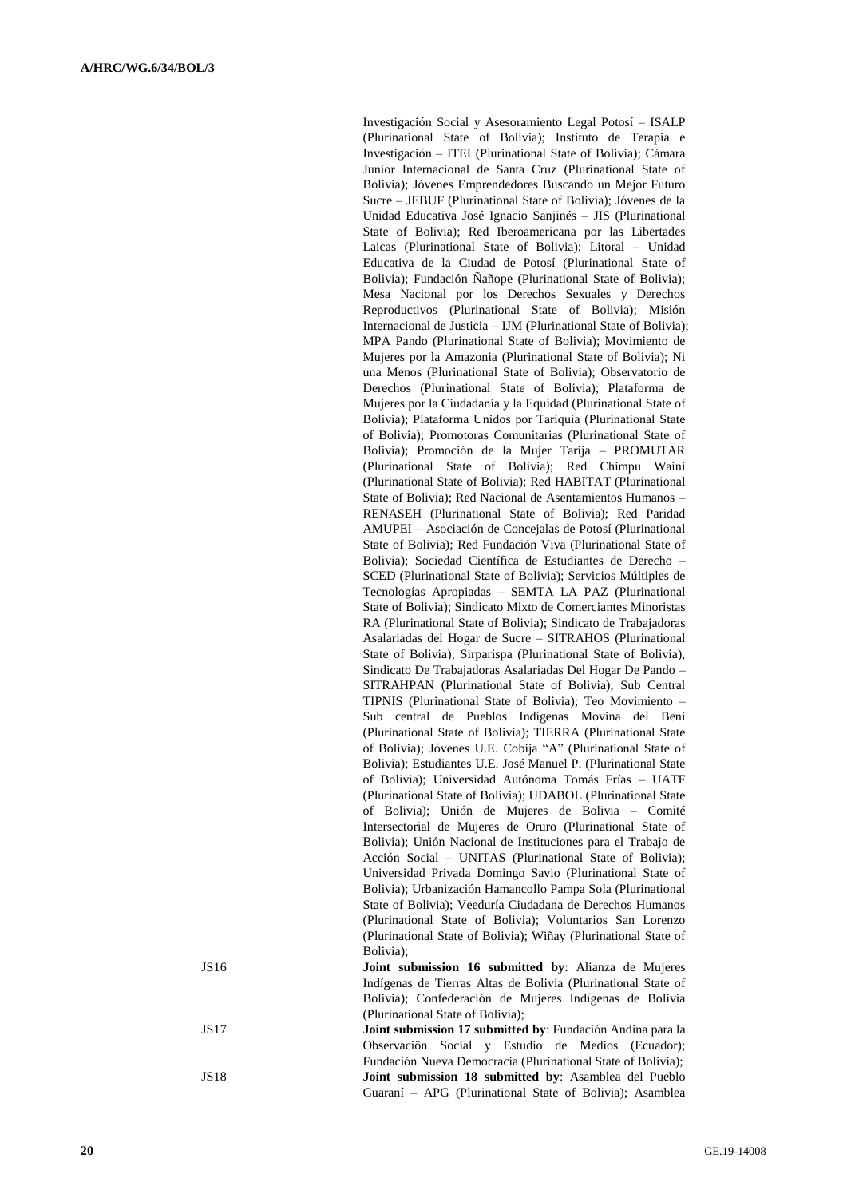Investigación Social y Asesoramiento Legal Potosí – ISALP (Plurinational State of Bolivia); Instituto de Terapia e Investigación – ITEI (Plurinational State of Bolivia); Cámara Junior Internacional de Santa Cruz (Plurinational State of Bolivia); Jóvenes Emprendedores Buscando un Mejor Futuro Sucre – JEBUF (Plurinational State of Bolivia); Jóvenes de la Unidad Educativa José Ignacio Sanjinés – JIS (Plurinational State of Bolivia); Red Iberoamericana por las Libertades Laicas (Plurinational State of Bolivia); Litoral – Unidad Educativa de la Ciudad de Potosí (Plurinational State of Bolivia); Fundación Ñañope (Plurinational State of Bolivia); Mesa Nacional por los Derechos Sexuales y Derechos Reproductivos (Plurinational State of Bolivia); Misión Internacional de Justicia – IJM (Plurinational State of Bolivia); MPA Pando (Plurinational State of Bolivia); Movimiento de Mujeres por la Amazonia (Plurinational State of Bolivia); Ni una Menos (Plurinational State of Bolivia); Observatorio de Derechos (Plurinational State of Bolivia); Plataforma de Mujeres por la Ciudadanía y la Equidad (Plurinational State of Bolivia); Plataforma Unidos por Tariquía (Plurinational State of Bolivia); Promotoras Comunitarias (Plurinational State of Bolivia); Promoción de la Mujer Tarija – PROMUTAR (Plurinational State of Bolivia); Red Chimpu Waini (Plurinational State of Bolivia); Red HABITAT (Plurinational State of Bolivia); Red Nacional de Asentamientos Humanos – RENASEH (Plurinational State of Bolivia); Red Paridad AMUPEI – Asociación de Concejalas de Potosí (Plurinational State of Bolivia); Red Fundación Viva (Plurinational State of Bolivia); Sociedad Científica de Estudiantes de Derecho – SCED (Plurinational State of Bolivia); Servicios Múltiples de Tecnologías Apropiadas – SEMTA LA PAZ (Plurinational State of Bolivia); Sindicato Mixto de Comerciantes Minoristas RA (Plurinational State of Bolivia); Sindicato de Trabajadoras Asalariadas del Hogar de Sucre – SITRAHOS (Plurinational State of Bolivia); Sirparispa (Plurinational State of Bolivia), Sindicato De Trabajadoras Asalariadas Del Hogar De Pando – SITRAHPAN (Plurinational State of Bolivia); Sub Central TIPNIS (Plurinational State of Bolivia); Teo Movimiento – Sub central de Pueblos Indígenas Movina del Beni (Plurinational State of Bolivia); TIERRA (Plurinational State of Bolivia); Jóvenes U.E. Cobija "A" (Plurinational State of Bolivia); Estudiantes U.E. José Manuel P. (Plurinational State of Bolivia); Universidad Autónoma Tomás Frías – UATF (Plurinational State of Bolivia); UDABOL (Plurinational State of Bolivia); Unión de Mujeres de Bolivia – Comité Intersectorial de Mujeres de Oruro (Plurinational State of Bolivia); Unión Nacional de Instituciones para el Trabajo de Acción Social – UNITAS (Plurinational State of Bolivia); Universidad Privada Domingo Savio (Plurinational State of Bolivia); Urbanización Hamancollo Pampa Sola (Plurinational State of Bolivia); Veeduría Ciudadana de Derechos Humanos (Plurinational State of Bolivia); Voluntarios San Lorenzo (Plurinational State of Bolivia); Wiñay (Plurinational State of Bolivia);

JS16 **Joint submission 16 submitted by**: Alianza de Mujeres Indígenas de Tierras Altas de Bolivia (Plurinational State of Bolivia); Confederación de Mujeres Indígenas de Bolivia (Plurinational State of Bolivia);

JS17 **Joint submission 17 submitted by**: Fundación Andina para la Observaciôn Social y Estudio de Medios (Ecuador); Fundación Nueva Democracia (Plurinational State of Bolivia);

JS18 **Joint submission 18 submitted by**: Asamblea del Pueblo Guaraní – APG (Plurinational State of Bolivia); Asamblea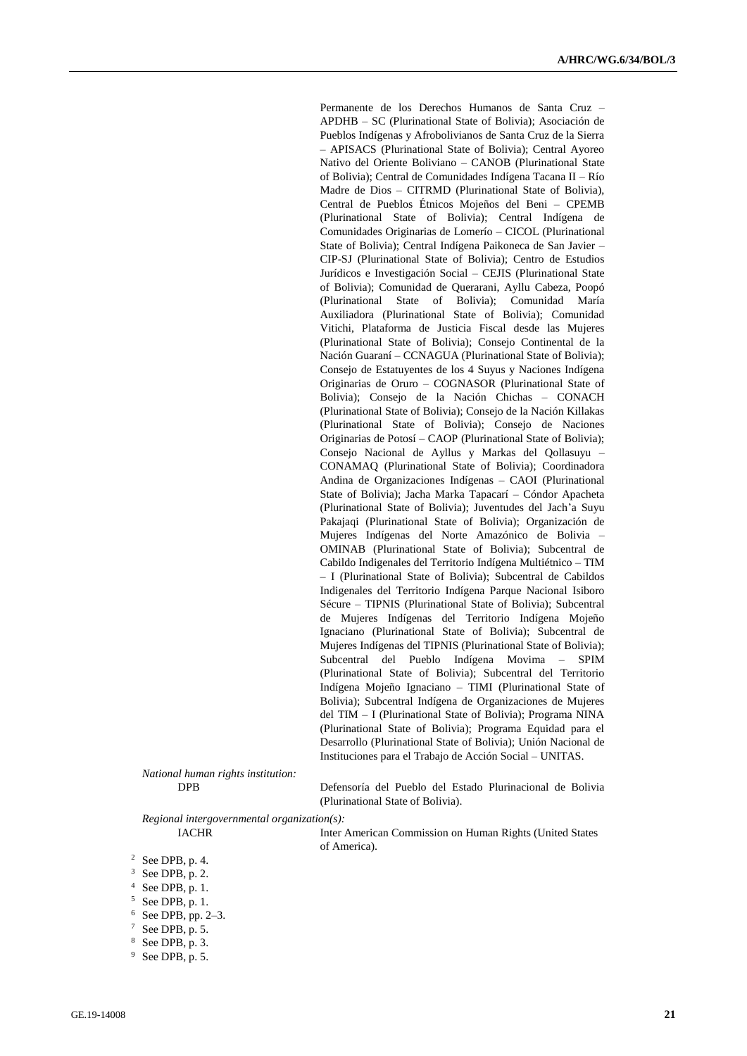Permanente de los Derechos Humanos de Santa Cruz – APDHB – SC (Plurinational State of Bolivia); Asociación de Pueblos Indígenas y Afrobolivianos de Santa Cruz de la Sierra – APISACS (Plurinational State of Bolivia); Central Ayoreo Nativo del Oriente Boliviano – CANOB (Plurinational State of Bolivia); Central de Comunidades Indígena Tacana II – Río Madre de Dios – CITRMD (Plurinational State of Bolivia), Central de Pueblos Étnicos Mojeños del Beni – CPEMB (Plurinational State of Bolivia); Central Indígena de Comunidades Originarias de Lomerío – CICOL (Plurinational State of Bolivia); Central Indígena Paikoneca de San Javier – CIP-SJ (Plurinational State of Bolivia); Centro de Estudios Jurídicos e Investigación Social – CEJIS (Plurinational State of Bolivia); Comunidad de Querarani, Ayllu Cabeza, Poopó (Plurinational State of Bolivia); Comunidad María Auxiliadora (Plurinational State of Bolivia); Comunidad Vitichi, Plataforma de Justicia Fiscal desde las Mujeres (Plurinational State of Bolivia); Consejo Continental de la Nación Guaraní – CCNAGUA (Plurinational State of Bolivia); Consejo de Estatuyentes de los 4 Suyus y Naciones Indígena Originarias de Oruro – COGNASOR (Plurinational State of Bolivia); Consejo de la Nación Chichas – CONACH (Plurinational State of Bolivia); Consejo de la Nación Killakas (Plurinational State of Bolivia); Consejo de Naciones Originarias de Potosí – CAOP (Plurinational State of Bolivia); Consejo Nacional de Ayllus y Markas del Qollasuyu – CONAMAQ (Plurinational State of Bolivia); Coordinadora Andina de Organizaciones Indígenas – CAOI (Plurinational State of Bolivia); Jacha Marka Tapacarí – Cóndor Apacheta (Plurinational State of Bolivia); Juventudes del Jach'a Suyu Pakajaqi (Plurinational State of Bolivia); Organización de Mujeres Indígenas del Norte Amazónico de Bolivia – OMINAB (Plurinational State of Bolivia); Subcentral de Cabildo Indigenales del Territorio Indígena Multiétnico – TIM – I (Plurinational State of Bolivia); Subcentral de Cabildos Indigenales del Territorio Indígena Parque Nacional Isiboro Sécure – TIPNIS (Plurinational State of Bolivia); Subcentral de Mujeres Indígenas del Territorio Indígena Mojeño Ignaciano (Plurinational State of Bolivia); Subcentral de Mujeres Indígenas del TIPNIS (Plurinational State of Bolivia); Subcentral del Pueblo Indígena Movima – SPIM (Plurinational State of Bolivia); Subcentral del Territorio Indígena Mojeño Ignaciano – TIMI (Plurinational State of Bolivia); Subcentral Indígena de Organizaciones de Mujeres del TIM – I (Plurinational State of Bolivia); Programa NINA (Plurinational State of Bolivia); Programa Equidad para el Desarrollo (Plurinational State of Bolivia); Unión Nacional de Instituciones para el Trabajo de Acción Social – UNITAS.

*National human rights institution:*

DPB — Defensoría del Pueblo del Estado Plurinacional de Bolivia (Plurinational State of Bolivia).

*Regional intergovernmental organization(s):*

IACHR — Inter American Commission on Human Rights (United States of America).

[2] See DPB, p. 4.
[3] See DPB, p. 2.
[4] See DPB, p. 1.
[5] See DPB, p. 1.
[6] See DPB, pp. 2–3.
[7] See DPB, p. 5.
[8] See DPB, p. 3.
[9] See DPB, p. 5.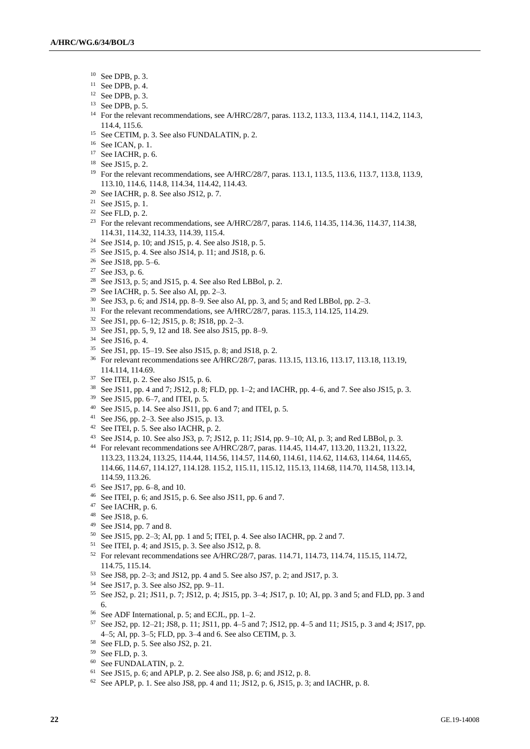[10] See DPB, p. 3.

[11] See DPB, p. 4.

[12] See DPB, p. 3.

[13] See DPB, p. 5.

[14] For the relevant recommendations, see A/HRC/28/7, paras. 113.2, 113.3, 113.4, 114.1, 114.2, 114.3, 114.4, 115.6.

[15] See CETIM, p. 3. See also FUNDALATIN, p. 2.

[16] See ICAN, p. 1.

[17] See IACHR, p. 6.

[18] See JS15, p. 2.

[19] For the relevant recommendations, see A/HRC/28/7, paras. 113.1, 113.5, 113.6, 113.7, 113.8, 113.9, 113.10, 114.6, 114.8, 114.34, 114.42, 114.43.

[20] See IACHR, p. 8. See also JS12, p. 7.

[21] See JS15, p. 1.

[22] See FLD, p. 2.

[23] For the relevant recommendations, see A/HRC/28/7, paras. 114.6, 114.35, 114.36, 114.37, 114.38, 114.31, 114.32, 114.33, 114.39, 115.4.

[24] See JS14, p. 10; and JS15, p. 4. See also JS18, p. 5.

[25] See JS15, p. 4. See also JS14, p. 11; and JS18, p. 6.

[26] See JS18, pp. 5–6.

[27] See JS3, p. 6.

[28] See JS13, p. 5; and JS15, p. 4. See also Red LBBol, p. 2.

[29] See IACHR, p. 5. See also AI, pp. 2–3.

[30] See JS3, p. 6; and JS14, pp. 8–9. See also AI, pp. 3, and 5; and Red LBBol, pp. 2–3.

[31] For the relevant recommendations, see A/HRC/28/7, paras. 115.3, 114.125, 114.29.

[32] See JS1, pp. 6–12; JS15, p. 8; JS18, pp. 2–3.

[33] See JS1, pp. 5, 9, 12 and 18. See also JS15, pp. 8–9.

[34] See JS16, p. 4.

[35] See JS1, pp. 15–19. See also JS15, p. 8; and JS18, p. 2.

[36] For relevant recommendations see A/HRC/28/7, paras. 113.15, 113.16, 113.17, 113.18, 113.19, 114.114, 114.69.

[37] See ITEI, p. 2. See also JS15, p. 6.

[38] See JS11, pp. 4 and 7; JS12, p. 8; FLD, pp. 1–2; and IACHR, pp. 4–6, and 7. See also JS15, p. 3.

[39] See JS15, pp. 6–7, and ITEI, p. 5.

[40] See JS15, p. 14. See also JS11, pp. 6 and 7; and ITEI, p. 5.

[41] See JS6, pp. 2–3. See also JS15, p. 13.

[42] See ITEI, p. 5. See also IACHR, p. 2.

[43] See JS14, p. 10. See also JS3, p. 7; JS12, p. 11; JS14, pp. 9–10; AI, p. 3; and Red LBBol, p. 3.

[44] For relevant recommendations see A/HRC/28/7, paras. 114.45, 114.47, 113.20, 113.21, 113.22, 113.23, 113.24, 113.25, 114.44, 114.56, 114.57, 114.60, 114.61, 114.62, 114.63, 114.64, 114.65, 114.66, 114.67, 114.127, 114.128. 115.2, 115.11, 115.12, 115.13, 114.68, 114.70, 114.58, 113.14, 114.59, 113.26.

[45] See JS17, pp. 6–8, and 10.

[46] See ITEI, p. 6; and JS15, p. 6. See also JS11, pp. 6 and 7.

[47] See IACHR, p. 6.

[48] See JS18, p. 6.

[49] See JS14, pp. 7 and 8.

[50] See JS15, pp. 2–3; AI, pp. 1 and 5; ITEI, p. 4. See also IACHR, pp. 2 and 7.

[51] See ITEI, p. 4; and JS15, p. 3. See also JS12, p. 8.

[52] For relevant recommendations see A/HRC/28/7, paras. 114.71, 114.73, 114.74, 115.15, 114.72, 114.75, 115.14.

[53] See JS8, pp. 2–3; and JS12, pp. 4 and 5. See also JS7, p. 2; and JS17, p. 3.

[54] See JS17, p. 3. See also JS2, pp. 9–11.

[55] See JS2, p. 21; JS11, p. 7; JS12, p. 4; JS15, pp. 3–4; JS17, p. 10; AI, pp. 3 and 5; and FLD, pp. 3 and 6.

[56] See ADF International, p. 5; and ECJL, pp. 1–2.

[57] See JS2, pp. 12–21; JS8, p. 11; JS11, pp. 4–5 and 7; JS12, pp. 4–5 and 11; JS15, p. 3 and 4; JS17, pp. 4–5; AI, pp. 3–5; FLD, pp. 3–4 and 6. See also CETIM, p. 3.

[58] See FLD, p. 5. See also JS2, p. 21.

[59] See FLD, p. 3.

[60] See FUNDALATIN, p. 2.

[61] See JS15, p. 6; and APLP, p. 2. See also JS8, p. 6; and JS12, p. 8.

[62] See APLP, p. 1. See also JS8, pp. 4 and 11; JS12, p. 6, JS15, p. 3; and IACHR, p. 8.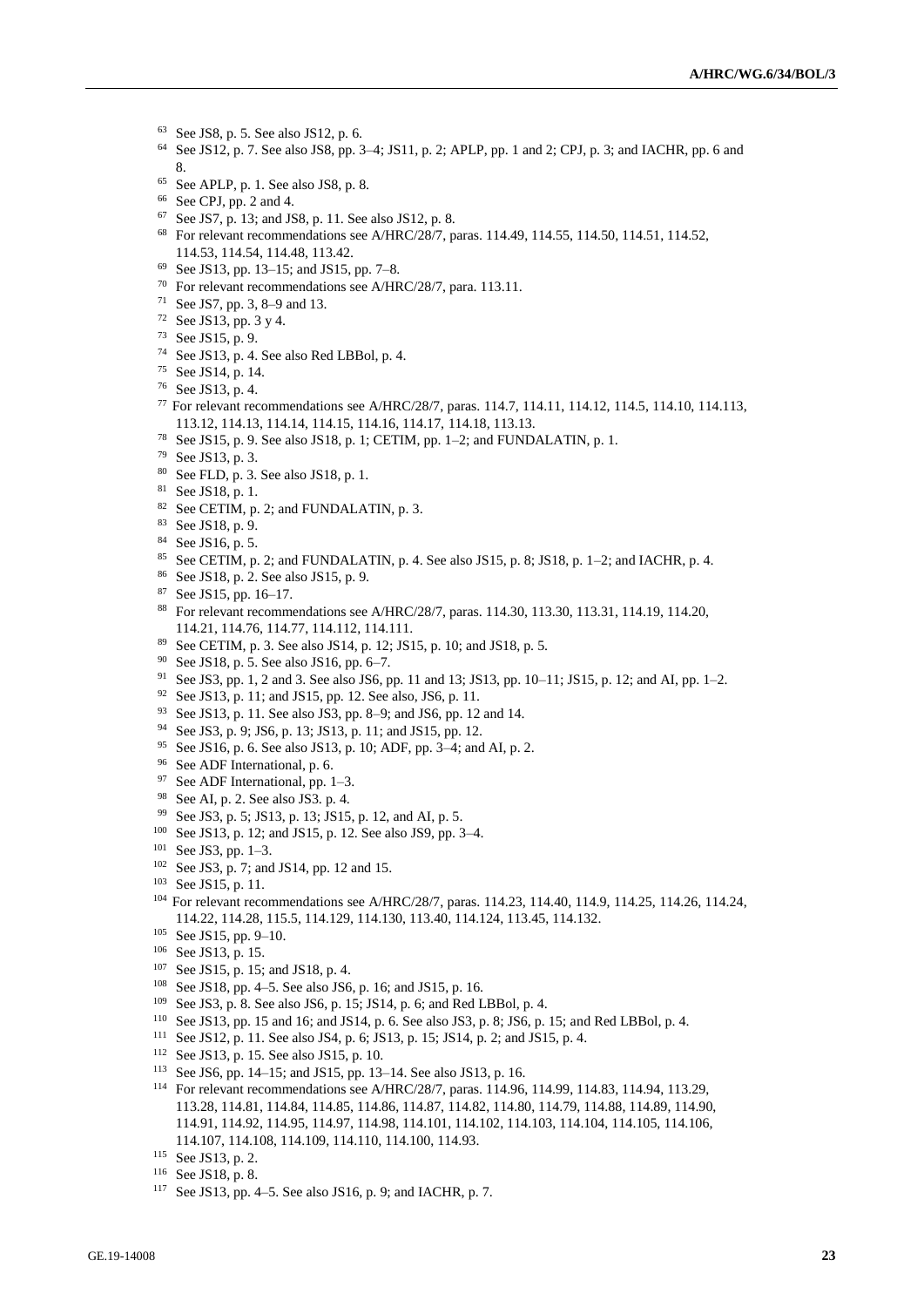[63] See JS8, p. 5. See also JS12, p. 6.

[64] See JS12, p. 7. See also JS8, pp. 3–4; JS11, p. 2; APLP, pp. 1 and 2; CPJ, p. 3; and IACHR, pp. 6 and 8.

[65] See APLP, p. 1. See also JS8, p. 8.

[66] See CPJ, pp. 2 and 4.

[67] See JS7, p. 13; and JS8, p. 11. See also JS12, p. 8.

[68] For relevant recommendations see A/HRC/28/7, paras. 114.49, 114.55, 114.50, 114.51, 114.52, 114.53, 114.54, 114.48, 113.42.

[69] See JS13, pp. 13–15; and JS15, pp. 7–8.

[70] For relevant recommendations see A/HRC/28/7, para. 113.11.

[71] See JS7, pp. 3, 8–9 and 13.

[72] See JS13, pp. 3 y 4.

[73] See JS15, p. 9.

[74] See JS13, p. 4. See also Red LBBol, p. 4.

[75] See JS14, p. 14.

[76] See JS13, p. 4.

[77] For relevant recommendations see A/HRC/28/7, paras. 114.7, 114.11, 114.12, 114.5, 114.10, 114.113, 113.12, 114.13, 114.14, 114.15, 114.16, 114.17, 114.18, 113.13.

[78] See JS15, p. 9. See also JS18, p. 1; CETIM, pp. 1–2; and FUNDALATIN, p. 1.

[79] See JS13, p. 3.

[80] See FLD, p. 3. See also JS18, p. 1.

[81] See JS18, p. 1.

[82] See CETIM, p. 2; and FUNDALATIN, p. 3.

[83] See JS18, p. 9.

[84] See JS16, p. 5.

[85] See CETIM, p. 2; and FUNDALATIN, p. 4. See also JS15, p. 8; JS18, p. 1–2; and IACHR, p. 4.

[86] See JS18, p. 2. See also JS15, p. 9.

[87] See JS15, pp. 16–17.

[88] For relevant recommendations see A/HRC/28/7, paras. 114.30, 113.30, 113.31, 114.19, 114.20, 114.21, 114.76, 114.77, 114.112, 114.111.

[89] See CETIM, p. 3. See also JS14, p. 12; JS15, p. 10; and JS18, p. 5.

[90] See JS18, p. 5. See also JS16, pp. 6–7.

[91] See JS3, pp. 1, 2 and 3. See also JS6, pp. 11 and 13; JS13, pp. 10–11; JS15, p. 12; and AI, pp. 1–2.

[92] See JS13, p. 11; and JS15, pp. 12. See also, JS6, p. 11.

[93] See JS13, p. 11. See also JS3, pp. 8–9; and JS6, pp. 12 and 14.

[94] See JS3, p. 9; JS6, p. 13; JS13, p. 11; and JS15, pp. 12.

[95] See JS16, p. 6. See also JS13, p. 10; ADF, pp. 3–4; and AI, p. 2.

[96] See ADF International, p. 6.

[97] See ADF International, pp. 1–3.

[98] See AI, p. 2. See also JS3. p. 4.

[99] See JS3, p. 5; JS13, p. 13; JS15, p. 12, and AI, p. 5.

[100] See JS13, p. 12; and JS15, p. 12. See also JS9, pp. 3–4.

[101] See JS3, pp. 1–3.

[102] See JS3, p. 7; and JS14, pp. 12 and 15.

[103] See JS15, p. 11.

[104] For relevant recommendations see A/HRC/28/7, paras. 114.23, 114.40, 114.9, 114.25, 114.26, 114.24, 114.22, 114.28, 115.5, 114.129, 114.130, 113.40, 114.124, 113.45, 114.132.

[105] See JS15, pp. 9–10.

[106] See JS13, p. 15.

[107] See JS15, p. 15; and JS18, p. 4.

[108] See JS18, pp. 4–5. See also JS6, p. 16; and JS15, p. 16.

[109] See JS3, p. 8. See also JS6, p. 15; JS14, p. 6; and Red LBBol, p. 4.

[110] See JS13, pp. 15 and 16; and JS14, p. 6. See also JS3, p. 8; JS6, p. 15; and Red LBBol, p. 4.

[111] See JS12, p. 11. See also JS4, p. 6; JS13, p. 15; JS14, p. 2; and JS15, p. 4.

[112] See JS13, p. 15. See also JS15, p. 10.

[113] See JS6, pp. 14–15; and JS15, pp. 13–14. See also JS13, p. 16.

[114] For relevant recommendations see A/HRC/28/7, paras. 114.96, 114.99, 114.83, 114.94, 113.29, 113.28, 114.81, 114.84, 114.85, 114.86, 114.87, 114.82, 114.80, 114.79, 114.88, 114.89, 114.90, 114.91, 114.92, 114.95, 114.97, 114.98, 114.101, 114.102, 114.103, 114.104, 114.105, 114.106, 114.107, 114.108, 114.109, 114.110, 114.100, 114.93.

[115] See JS13, p. 2.

[116] See JS18, p. 8.

[117] See JS13, pp. 4–5. See also JS16, p. 9; and IACHR, p. 7.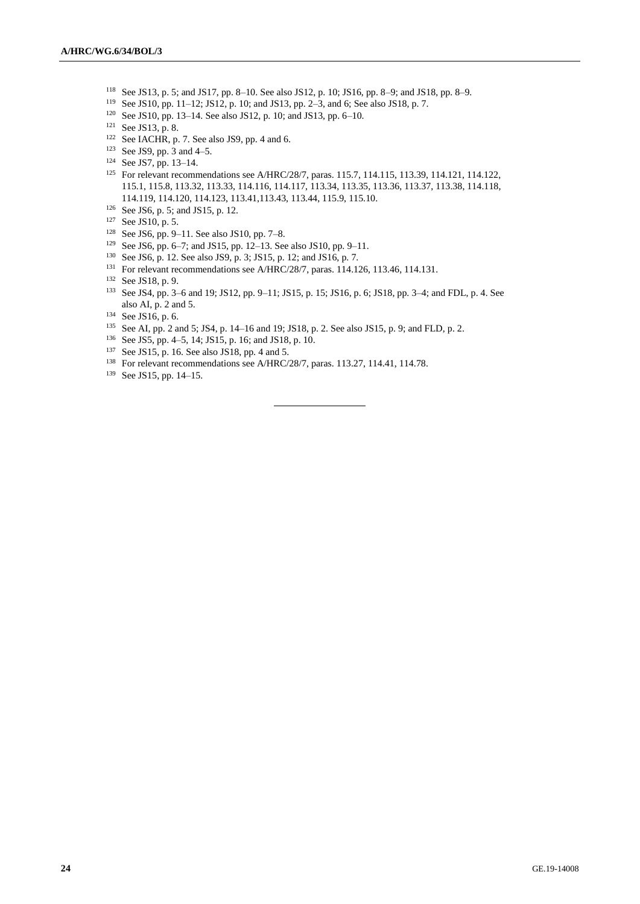[118] See JS13, p. 5; and JS17, pp. 8–10. See also JS12, p. 10; JS16, pp. 8–9; and JS18, pp. 8–9.

[119] See JS10, pp. 11–12; JS12, p. 10; and JS13, pp. 2–3, and 6; See also JS18, p. 7.

[120] See JS10, pp. 13–14. See also JS12, p. 10; and JS13, pp. 6–10.

[121] See JS13, p. 8.

[122] See IACHR, p. 7. See also JS9, pp. 4 and 6.

[123] See JS9, pp. 3 and 4–5.

[124] See JS7, pp. 13–14.

[125] For relevant recommendations see A/HRC/28/7, paras. 115.7, 114.115, 113.39, 114.121, 114.122, 115.1, 115.8, 113.32, 113.33, 114.116, 114.117, 113.34, 113.35, 113.36, 113.37, 113.38, 114.118, 114.119, 114.120, 114.123, 113.41,113.43, 113.44, 115.9, 115.10.

[126] See JS6, p. 5; and JS15, p. 12.

[127] See JS10, p. 5.

[128] See JS6, pp. 9–11. See also JS10, pp. 7–8.

[129] See JS6, pp. 6–7; and JS15, pp. 12–13. See also JS10, pp. 9–11.

[130] See JS6, p. 12. See also JS9, p. 3; JS15, p. 12; and JS16, p. 7.

[131] For relevant recommendations see A/HRC/28/7, paras. 114.126, 113.46, 114.131.

[132] See JS18, p. 9.

[133] See JS4, pp. 3–6 and 19; JS12, pp. 9–11; JS15, p. 15; JS16, p. 6; JS18, pp. 3–4; and FDL, p. 4. See also AI, p. 2 and 5.

[134] See JS16, p. 6.

[135] See AI, pp. 2 and 5; JS4, p. 14–16 and 19; JS18, p. 2. See also JS15, p. 9; and FLD, p. 2.

[136] See JS5, pp. 4–5, 14; JS15, p. 16; and JS18, p. 10.

[137] See JS15, p. 16. See also JS18, pp. 4 and 5.

[138] For relevant recommendations see A/HRC/28/7, paras. 113.27, 114.41, 114.78.

[139] See JS15, pp. 14–15.